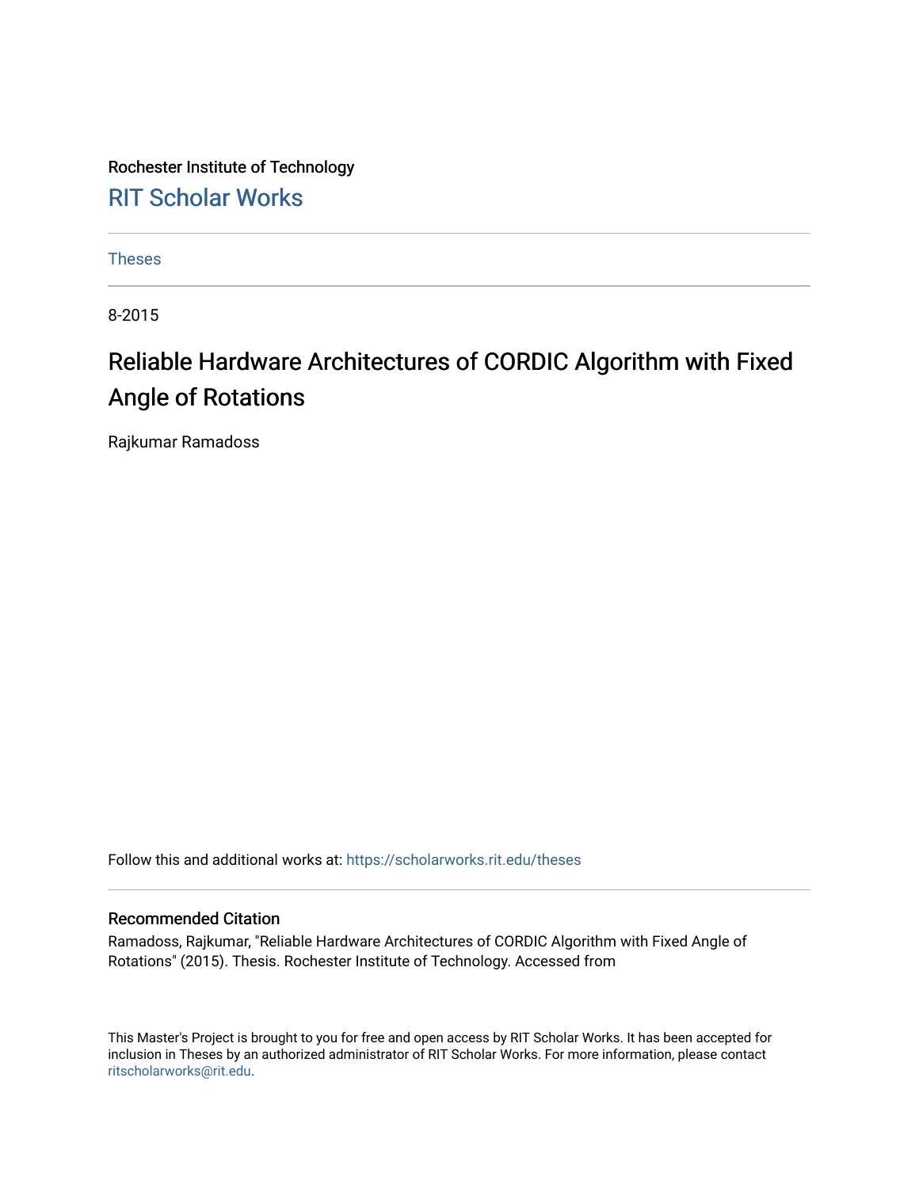Rochester Institute of Technology

RIT Scholar Works

Theses

8-2015

# Reliable Hardware Architectures of CORDIC Algorithm with Fixed Angle of Rotations

Rajkumar Ramadoss

Follow this and additional works at: https://scholarworks.rit.edu/theses

## Recommended Citation

Ramadoss, Rajkumar, "Reliable Hardware Architectures of CORDIC Algorithm with Fixed Angle of Rotations" (2015). Thesis. Rochester Institute of Technology. Accessed from

This Master's Project is brought to you for free and open access by RIT Scholar Works. It has been accepted for inclusion in Theses by an authorized administrator of RIT Scholar Works. For more information, please contact ritscholarworks@rit.edu.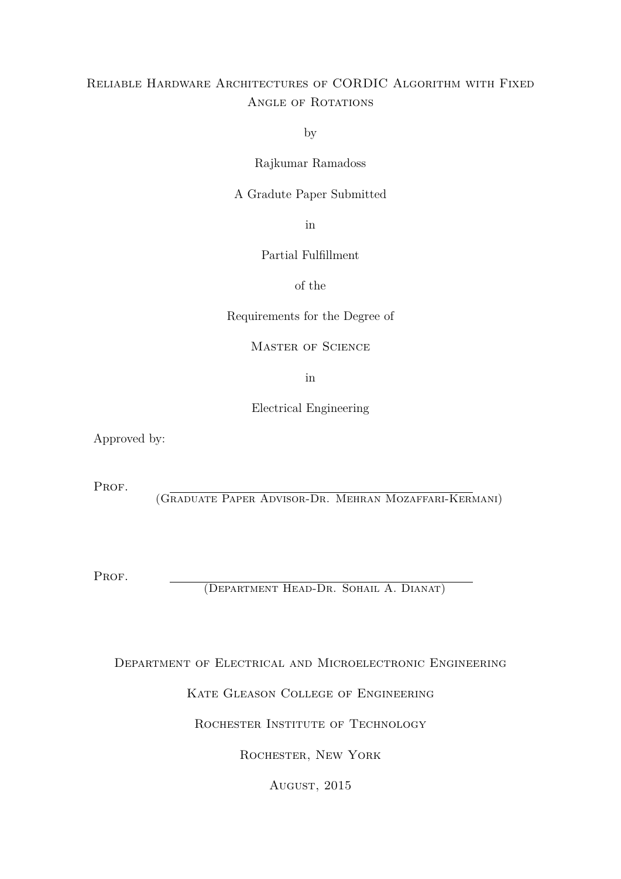# Reliable Hardware Architectures of CORDIC Algorithm with Fixed Angle of Rotations

by

Rajkumar Ramadoss

A Gradute Paper Submitted

in

Partial Fulfillment

of the

Requirements for the Degree of

Master of Science

in

Electrical Engineering

Approved by:

Prof. \_\_\_\_\_\_\_\_\_\_\_\_\_\_\_\_\_\_\_\_\_\_\_\_\_\_\_\_\_\_\_\_\_\_\_\_\_\_\_\_
(Graduate Paper Advisor-Dr. Mehran Mozaffari-Kermani)

Prof. \_\_\_\_\_\_\_\_\_\_\_\_\_\_\_\_\_\_\_\_\_\_\_\_\_\_\_\_\_\_\_\_\_\_\_\_\_\_\_\_
(Department Head-Dr. Sohail A. Dianat)

Department of Electrical and Microelectronic Engineering

Kate Gleason College of Engineering

Rochester Institute of Technology

Rochester, New York

August, 2015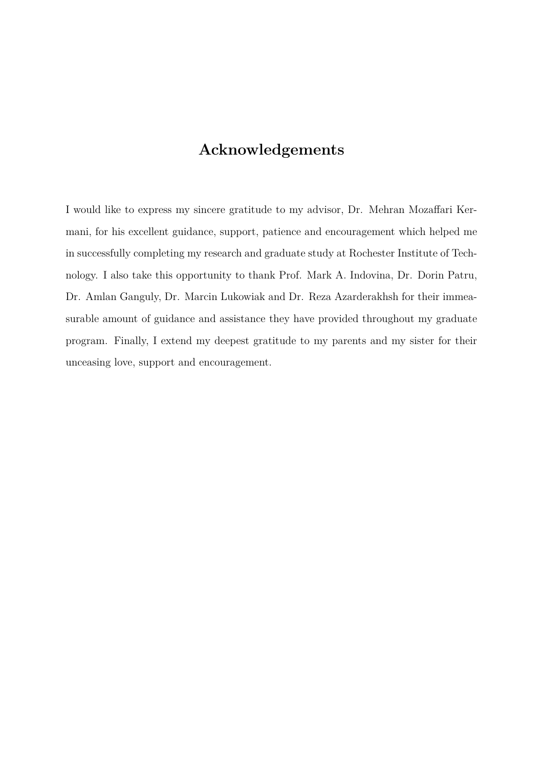# Acknowledgements

I would like to express my sincere gratitude to my advisor, Dr. Mehran Mozaffari Kermani, for his excellent guidance, support, patience and encouragement which helped me in successfully completing my research and graduate study at Rochester Institute of Technology. I also take this opportunity to thank Prof. Mark A. Indovina, Dr. Dorin Patru, Dr. Amlan Ganguly, Dr. Marcin Lukowiak and Dr. Reza Azarderakhsh for their immeasurable amount of guidance and assistance they have provided throughout my graduate program. Finally, I extend my deepest gratitude to my parents and my sister for their unceasing love, support and encouragement.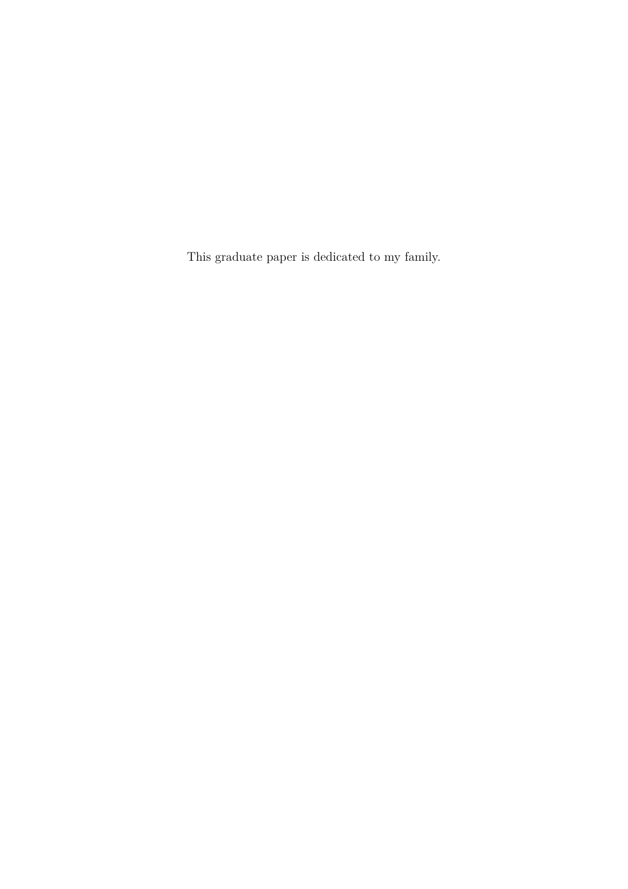This graduate paper is dedicated to my family.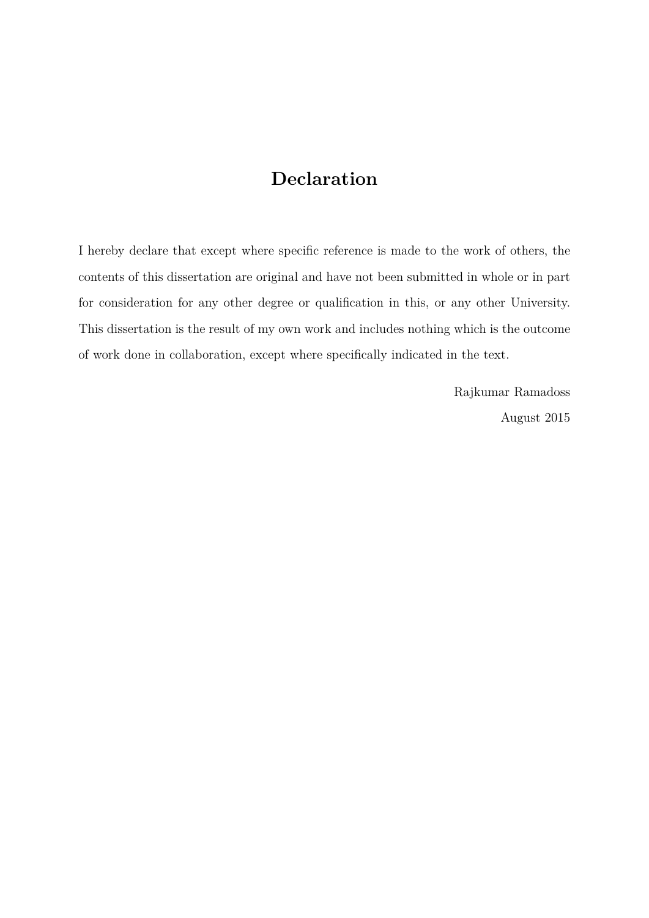# Declaration

I hereby declare that except where specific reference is made to the work of others, the contents of this dissertation are original and have not been submitted in whole or in part for consideration for any other degree or qualification in this, or any other University. This dissertation is the result of my own work and includes nothing which is the outcome of work done in collaboration, except where specifically indicated in the text.

Rajkumar Ramadoss

August 2015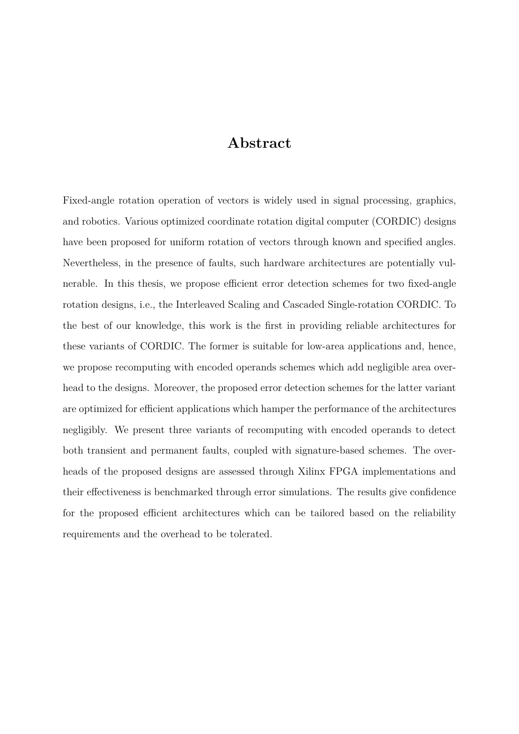# Abstract

Fixed-angle rotation operation of vectors is widely used in signal processing, graphics, and robotics. Various optimized coordinate rotation digital computer (CORDIC) designs have been proposed for uniform rotation of vectors through known and specified angles. Nevertheless, in the presence of faults, such hardware architectures are potentially vulnerable. In this thesis, we propose efficient error detection schemes for two fixed-angle rotation designs, i.e., the Interleaved Scaling and Cascaded Single-rotation CORDIC. To the best of our knowledge, this work is the first in providing reliable architectures for these variants of CORDIC. The former is suitable for low-area applications and, hence, we propose recomputing with encoded operands schemes which add negligible area overhead to the designs. Moreover, the proposed error detection schemes for the latter variant are optimized for efficient applications which hamper the performance of the architectures negligibly. We present three variants of recomputing with encoded operands to detect both transient and permanent faults, coupled with signature-based schemes. The overheads of the proposed designs are assessed through Xilinx FPGA implementations and their effectiveness is benchmarked through error simulations. The results give confidence for the proposed efficient architectures which can be tailored based on the reliability requirements and the overhead to be tolerated.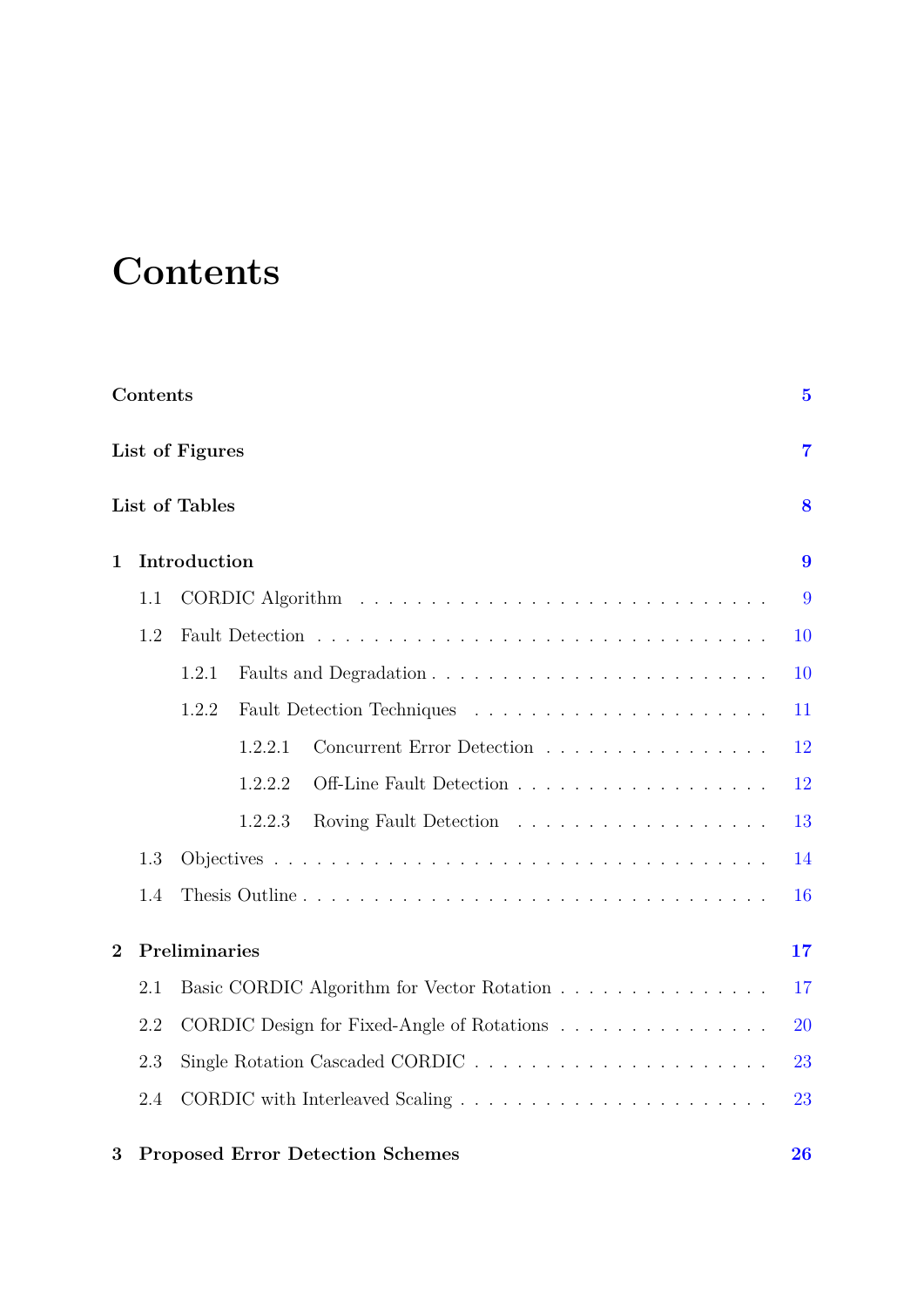# Contents

**Contents** **5**

**List of Figures** **7**

**List of Tables** **8**

**1 Introduction** **9**

- 1.1 CORDIC Algorithm . . . 9
- 1.2 Fault Detection . . . 10
  - 1.2.1 Faults and Degradation . . . 10
  - 1.2.2 Fault Detection Techniques . . . 11
    - 1.2.2.1 Concurrent Error Detection . . . 12
    - 1.2.2.2 Off-Line Fault Detection . . . 12
    - 1.2.2.3 Roving Fault Detection . . . 13
- 1.3 Objectives . . . 14
- 1.4 Thesis Outline . . . 16

**2 Preliminaries** **17**

- 2.1 Basic CORDIC Algorithm for Vector Rotation . . . 17
- 2.2 CORDIC Design for Fixed-Angle of Rotations . . . 20
- 2.3 Single Rotation Cascaded CORDIC . . . 23
- 2.4 CORDIC with Interleaved Scaling . . . 23

**3 Proposed Error Detection Schemes** **26**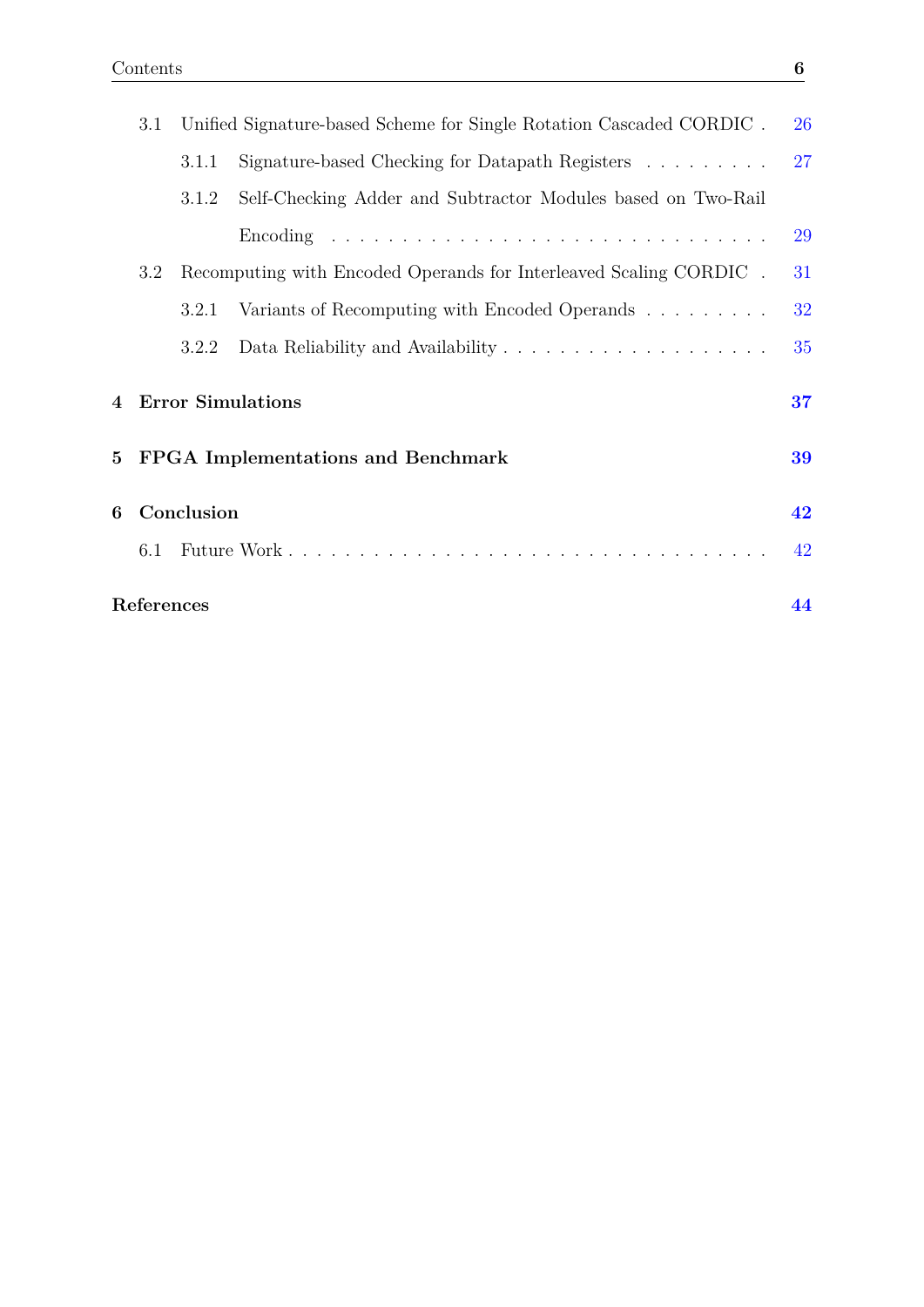3.1 Unified Signature-based Scheme for Single Rotation Cascaded CORDIC . . . 26

3.1.1 Signature-based Checking for Datapath Registers . . . . . . . . . . 27

3.1.2 Self-Checking Adder and Subtractor Modules based on Two-Rail Encoding . . . . . . . . . . . . . . . . . . . . . . . . . . . . . . . 29

3.2 Recomputing with Encoded Operands for Interleaved Scaling CORDIC . . . 31

3.2.1 Variants of Recomputing with Encoded Operands . . . . . . . . . . 32

3.2.2 Data Reliability and Availability . . . . . . . . . . . . . . . . . . . . 35

**4 Error Simulations** **37**

**5 FPGA Implementations and Benchmark** **39**

**6 Conclusion** **42**

6.1 Future Work . . . . . . . . . . . . . . . . . . . . . . . . . . . . . . . . . . 42

**References** **44**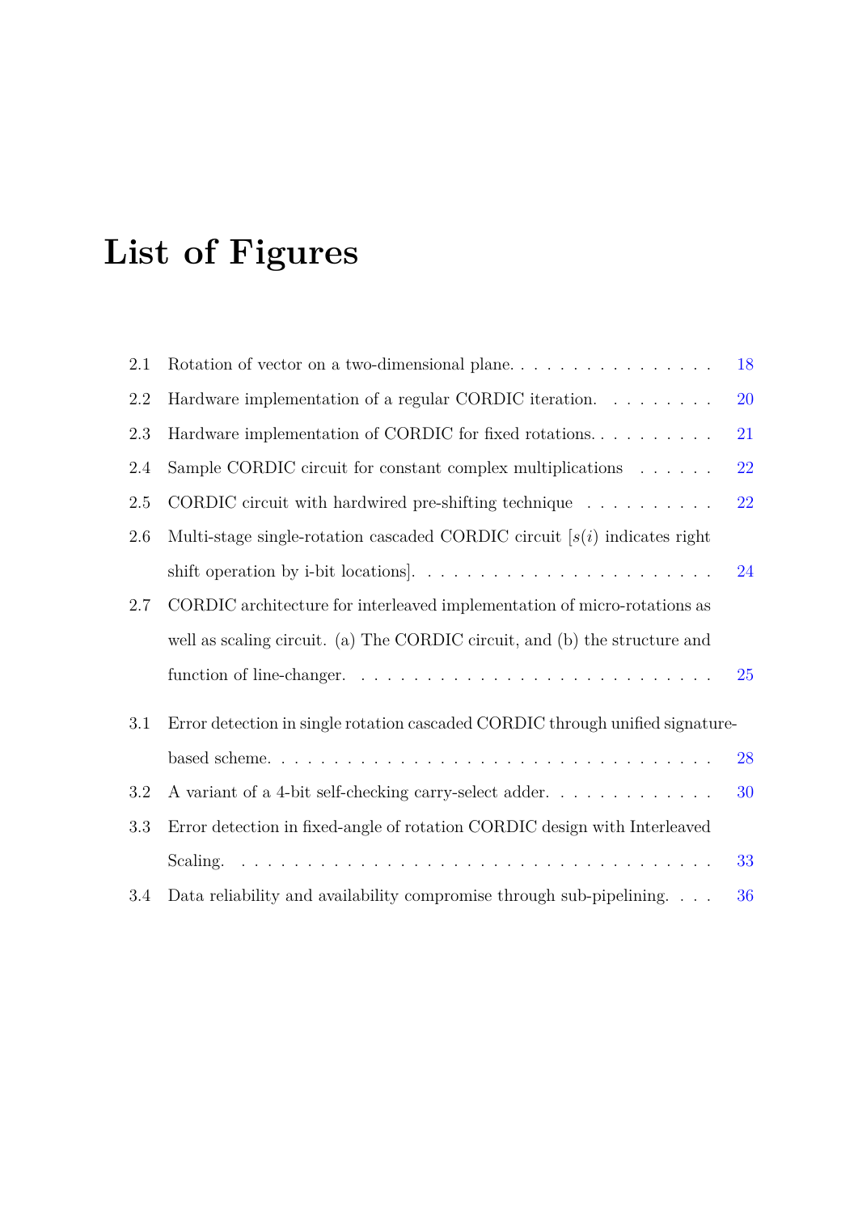# List of Figures

2.1 Rotation of vector on a two-dimensional plane. . . . . . . . . . . . . . . . 18

2.2 Hardware implementation of a regular CORDIC iteration. . . . . . . . . 20

2.3 Hardware implementation of CORDIC for fixed rotations. . . . . . . . . . 21

2.4 Sample CORDIC circuit for constant complex multiplications . . . . . . 22

2.5 CORDIC circuit with hardwired pre-shifting technique . . . . . . . . . . 22

2.6 Multi-stage single-rotation cascaded CORDIC circuit [$s(i)$ indicates right shift operation by i-bit locations]. . . . . . . . . . . . . . . . . . . . . . . 24

2.7 CORDIC architecture for interleaved implementation of micro-rotations as well as scaling circuit. (a) The CORDIC circuit, and (b) the structure and function of line-changer. . . . . . . . . . . . . . . . . . . . . . . . . . . . 25

3.1 Error detection in single rotation cascaded CORDIC through unified signature-based scheme. . . . . . . . . . . . . . . . . . . . . . . . . . . . . . . . . . 28

3.2 A variant of a 4-bit self-checking carry-select adder. . . . . . . . . . . . . 30

3.3 Error detection in fixed-angle of rotation CORDIC design with Interleaved Scaling. . . . . . . . . . . . . . . . . . . . . . . . . . . . . . . . . . . . . 33

3.4 Data reliability and availability compromise through sub-pipelining. . . . 36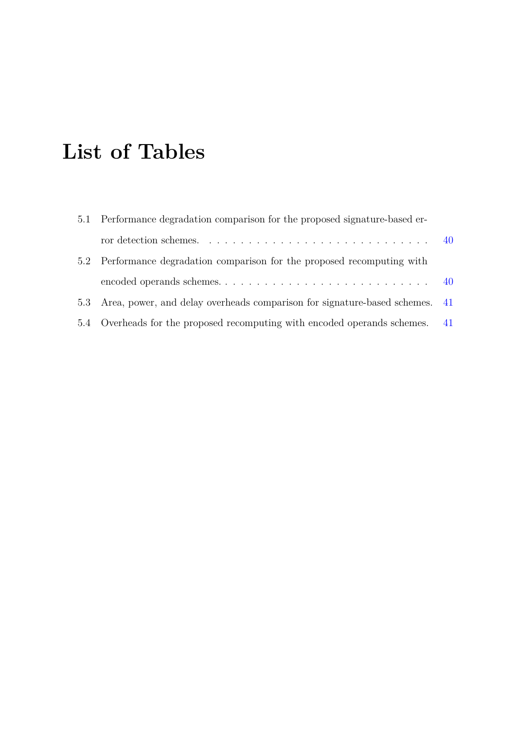# List of Tables

5.1 Performance degradation comparison for the proposed signature-based error detection schemes. . . . . . . . . . . . . . . . . . . . . . . . . . . . . 40

5.2 Performance degradation comparison for the proposed recomputing with encoded operands schemes. . . . . . . . . . . . . . . . . . . . . . . . . . . 40

5.3 Area, power, and delay overheads comparison for signature-based schemes. 41

5.4 Overheads for the proposed recomputing with encoded operands schemes. 41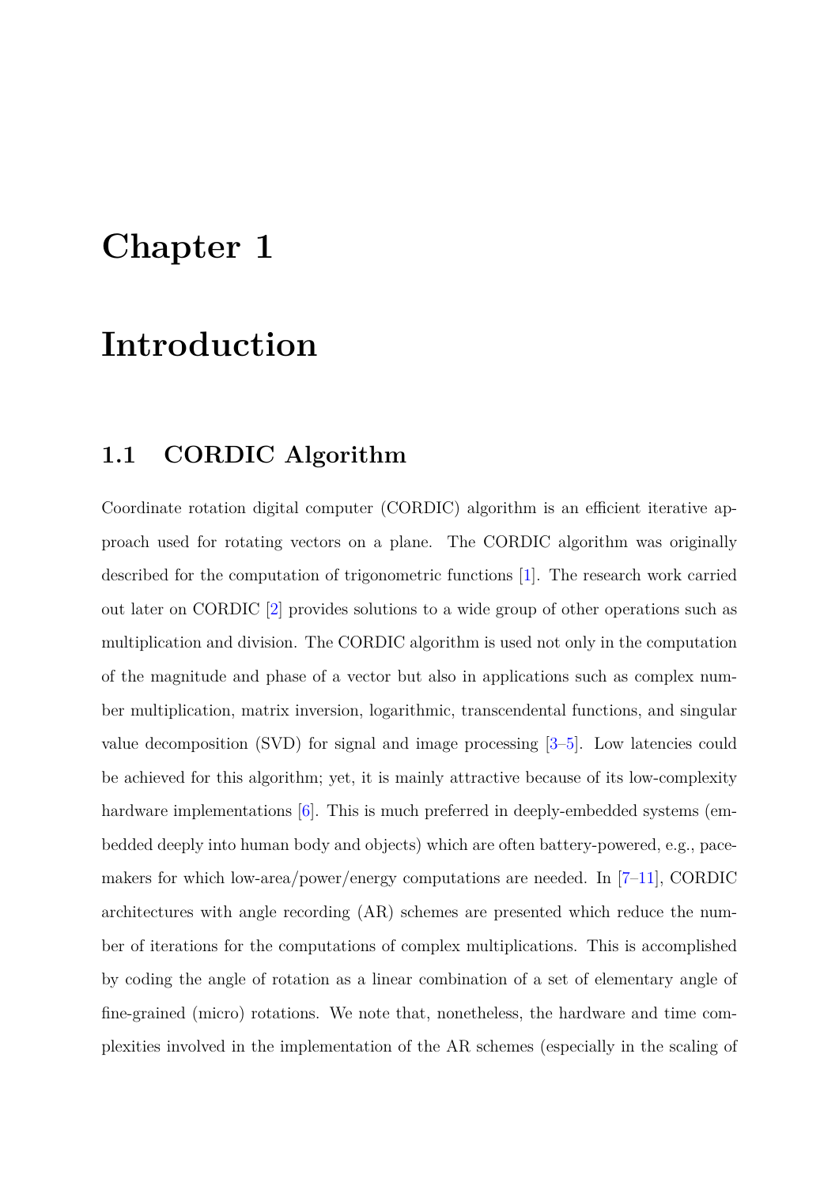# Chapter 1

# Introduction

## 1.1 CORDIC Algorithm

Coordinate rotation digital computer (CORDIC) algorithm is an efficient iterative approach used for rotating vectors on a plane. The CORDIC algorithm was originally described for the computation of trigonometric functions [1]. The research work carried out later on CORDIC [2] provides solutions to a wide group of other operations such as multiplication and division. The CORDIC algorithm is used not only in the computation of the magnitude and phase of a vector but also in applications such as complex number multiplication, matrix inversion, logarithmic, transcendental functions, and singular value decomposition (SVD) for signal and image processing [3–5]. Low latencies could be achieved for this algorithm; yet, it is mainly attractive because of its low-complexity hardware implementations [6]. This is much preferred in deeply-embedded systems (embedded deeply into human body and objects) which are often battery-powered, e.g., pacemakers for which low-area/power/energy computations are needed. In [7–11], CORDIC architectures with angle recording (AR) schemes are presented which reduce the number of iterations for the computations of complex multiplications. This is accomplished by coding the angle of rotation as a linear combination of a set of elementary angle of fine-grained (micro) rotations. We note that, nonetheless, the hardware and time complexities involved in the implementation of the AR schemes (especially in the scaling of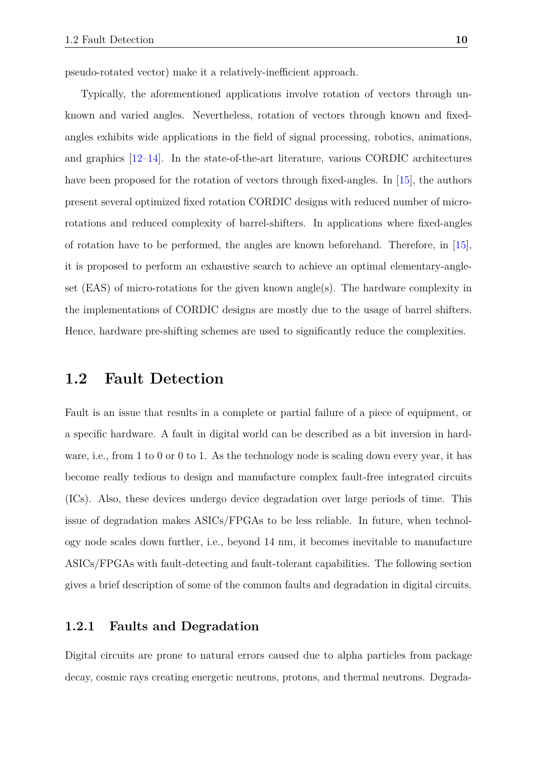pseudo-rotated vector) make it a relatively-inefficient approach.

Typically, the aforementioned applications involve rotation of vectors through unknown and varied angles. Nevertheless, rotation of vectors through known and fixed-angles exhibits wide applications in the field of signal processing, robotics, animations, and graphics [12–14]. In the state-of-the-art literature, various CORDIC architectures have been proposed for the rotation of vectors through fixed-angles. In [15], the authors present several optimized fixed rotation CORDIC designs with reduced number of micro-rotations and reduced complexity of barrel-shifters. In applications where fixed-angles of rotation have to be performed, the angles are known beforehand. Therefore, in [15], it is proposed to perform an exhaustive search to achieve an optimal elementary-angle-set (EAS) of micro-rotations for the given known angle(s). The hardware complexity in the implementations of CORDIC designs are mostly due to the usage of barrel shifters. Hence, hardware pre-shifting schemes are used to significantly reduce the complexities.

## 1.2 Fault Detection

Fault is an issue that results in a complete or partial failure of a piece of equipment, or a specific hardware. A fault in digital world can be described as a bit inversion in hardware, i.e., from 1 to 0 or 0 to 1. As the technology node is scaling down every year, it has become really tedious to design and manufacture complex fault-free integrated circuits (ICs). Also, these devices undergo device degradation over large periods of time. This issue of degradation makes ASICs/FPGAs to be less reliable. In future, when technology node scales down further, i.e., beyond 14 nm, it becomes inevitable to manufacture ASICs/FPGAs with fault-detecting and fault-tolerant capabilities. The following section gives a brief description of some of the common faults and degradation in digital circuits.

### 1.2.1 Faults and Degradation

Digital circuits are prone to natural errors caused due to alpha particles from package decay, cosmic rays creating energetic neutrons, protons, and thermal neutrons. Degrada-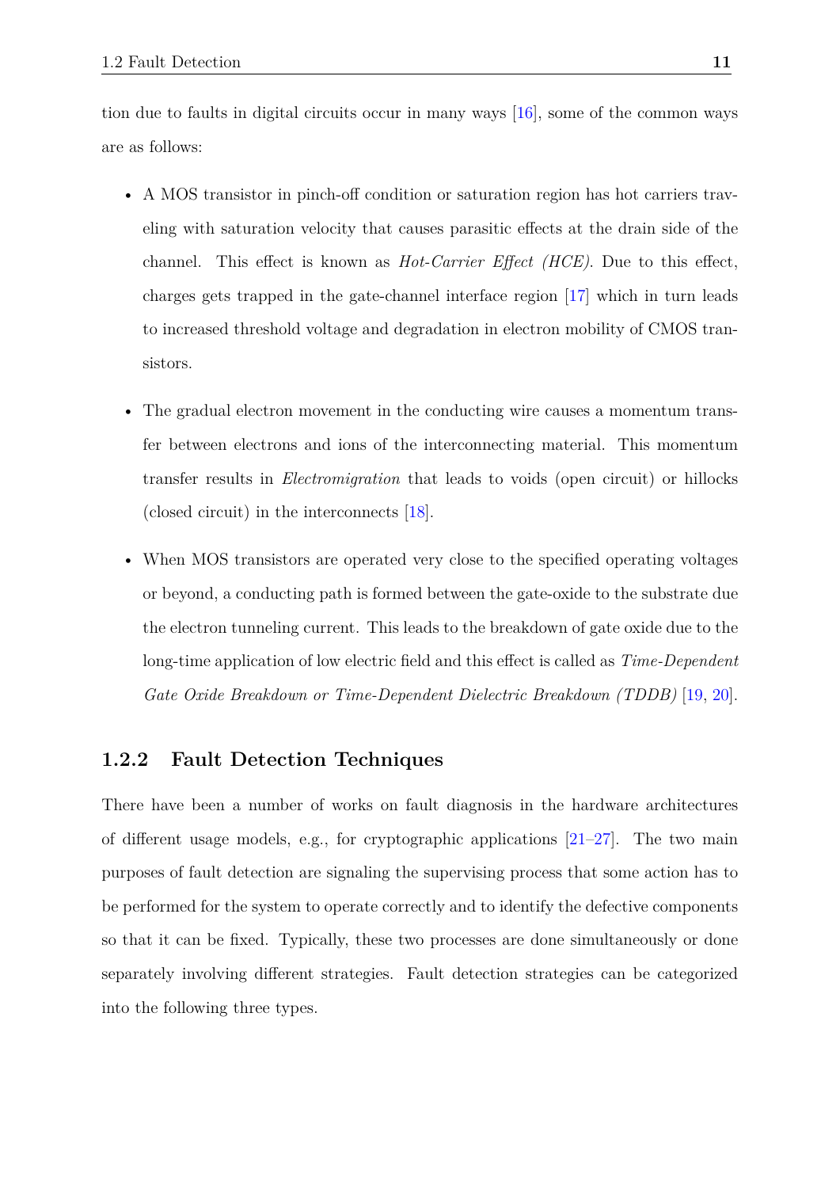tion due to faults in digital circuits occur in many ways [16], some of the common ways are as follows:

- A MOS transistor in pinch-off condition or saturation region has hot carriers traveling with saturation velocity that causes parasitic effects at the drain side of the channel. This effect is known as *Hot-Carrier Effect (HCE)*. Due to this effect, charges gets trapped in the gate-channel interface region [17] which in turn leads to increased threshold voltage and degradation in electron mobility of CMOS transistors.
- The gradual electron movement in the conducting wire causes a momentum transfer between electrons and ions of the interconnecting material. This momentum transfer results in *Electromigration* that leads to voids (open circuit) or hillocks (closed circuit) in the interconnects [18].
- When MOS transistors are operated very close to the specified operating voltages or beyond, a conducting path is formed between the gate-oxide to the substrate due the electron tunneling current. This leads to the breakdown of gate oxide due to the long-time application of low electric field and this effect is called as *Time-Dependent Gate Oxide Breakdown or Time-Dependent Dielectric Breakdown (TDDB)* [19, 20].

### 1.2.2 Fault Detection Techniques

There have been a number of works on fault diagnosis in the hardware architectures of different usage models, e.g., for cryptographic applications [21–27]. The two main purposes of fault detection are signaling the supervising process that some action has to be performed for the system to operate correctly and to identify the defective components so that it can be fixed. Typically, these two processes are done simultaneously or done separately involving different strategies. Fault detection strategies can be categorized into the following three types.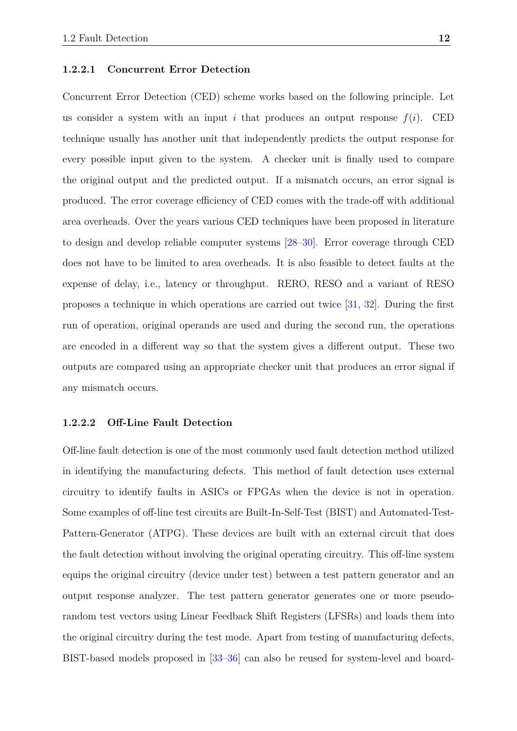#### 1.2.2.1 Concurrent Error Detection

Concurrent Error Detection (CED) scheme works based on the following principle. Let us consider a system with an input $i$ that produces an output response $f(i)$. CED technique usually has another unit that independently predicts the output response for every possible input given to the system. A checker unit is finally used to compare the original output and the predicted output. If a mismatch occurs, an error signal is produced. The error coverage efficiency of CED comes with the trade-off with additional area overheads. Over the years various CED techniques have been proposed in literature to design and develop reliable computer systems [28–30]. Error coverage through CED does not have to be limited to area overheads. It is also feasible to detect faults at the expense of delay, i.e., latency or throughput. RERO, RESO and a variant of RESO proposes a technique in which operations are carried out twice [31, 32]. During the first run of operation, original operands are used and during the second run, the operations are encoded in a different way so that the system gives a different output. These two outputs are compared using an appropriate checker unit that produces an error signal if any mismatch occurs.

#### 1.2.2.2 Off-Line Fault Detection

Off-line fault detection is one of the most commonly used fault detection method utilized in identifying the manufacturing defects. This method of fault detection uses external circuitry to identify faults in ASICs or FPGAs when the device is not in operation. Some examples of off-line test circuits are Built-In-Self-Test (BIST) and Automated-Test-Pattern-Generator (ATPG). These devices are built with an external circuit that does the fault detection without involving the original operating circuitry. This off-line system equips the original circuitry (device under test) between a test pattern generator and an output response analyzer. The test pattern generator generates one or more pseudo-random test vectors using Linear Feedback Shift Registers (LFSRs) and loads them into the original circuitry during the test mode. Apart from testing of manufacturing defects, BIST-based models proposed in [33–36] can also be reused for system-level and board-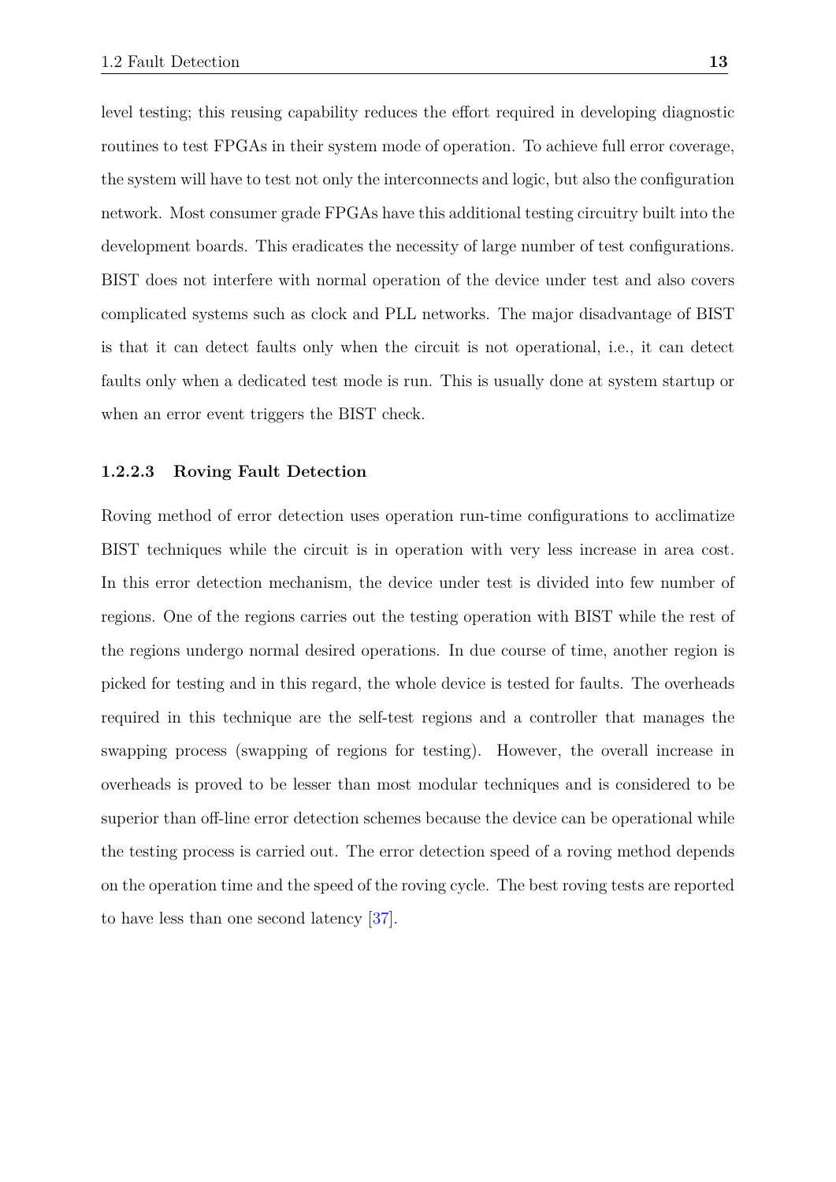level testing; this reusing capability reduces the effort required in developing diagnostic routines to test FPGAs in their system mode of operation. To achieve full error coverage, the system will have to test not only the interconnects and logic, but also the configuration network. Most consumer grade FPGAs have this additional testing circuitry built into the development boards. This eradicates the necessity of large number of test configurations. BIST does not interfere with normal operation of the device under test and also covers complicated systems such as clock and PLL networks. The major disadvantage of BIST is that it can detect faults only when the circuit is not operational, i.e., it can detect faults only when a dedicated test mode is run. This is usually done at system startup or when an error event triggers the BIST check.

#### 1.2.2.3 Roving Fault Detection

Roving method of error detection uses operation run-time configurations to acclimatize BIST techniques while the circuit is in operation with very less increase in area cost. In this error detection mechanism, the device under test is divided into few number of regions. One of the regions carries out the testing operation with BIST while the rest of the regions undergo normal desired operations. In due course of time, another region is picked for testing and in this regard, the whole device is tested for faults. The overheads required in this technique are the self-test regions and a controller that manages the swapping process (swapping of regions for testing). However, the overall increase in overheads is proved to be lesser than most modular techniques and is considered to be superior than off-line error detection schemes because the device can be operational while the testing process is carried out. The error detection speed of a roving method depends on the operation time and the speed of the roving cycle. The best roving tests are reported to have less than one second latency [37].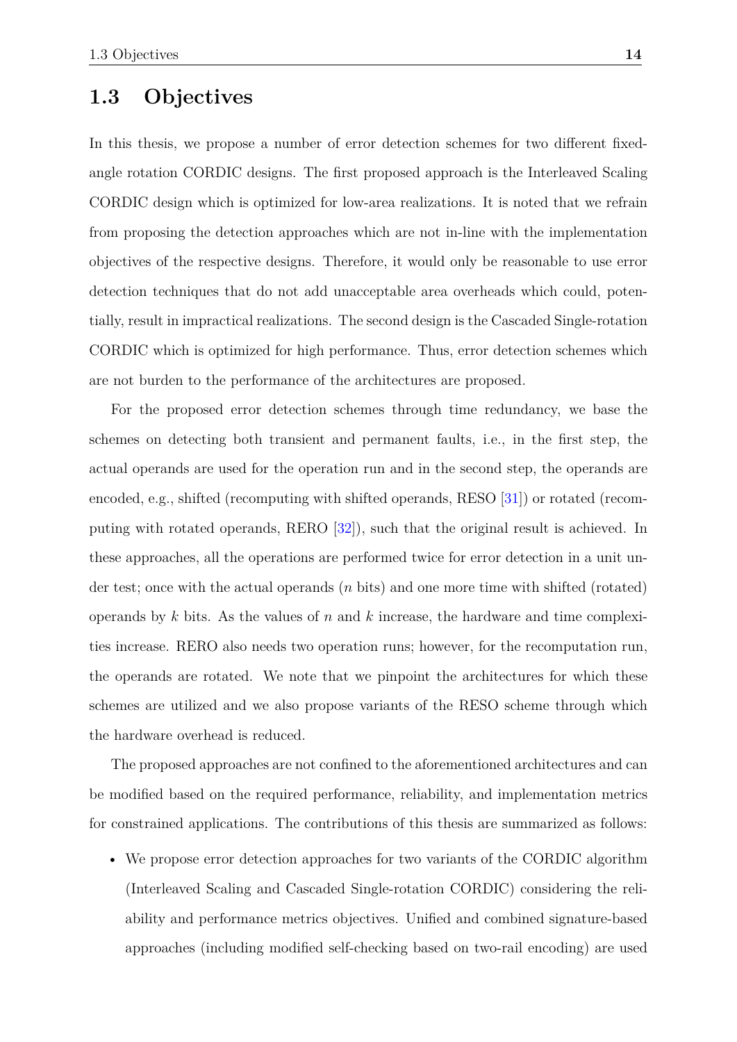## 1.3 Objectives

In this thesis, we propose a number of error detection schemes for two different fixed-angle rotation CORDIC designs. The first proposed approach is the Interleaved Scaling CORDIC design which is optimized for low-area realizations. It is noted that we refrain from proposing the detection approaches which are not in-line with the implementation objectives of the respective designs. Therefore, it would only be reasonable to use error detection techniques that do not add unacceptable area overheads which could, potentially, result in impractical realizations. The second design is the Cascaded Single-rotation CORDIC which is optimized for high performance. Thus, error detection schemes which are not burden to the performance of the architectures are proposed.

For the proposed error detection schemes through time redundancy, we base the schemes on detecting both transient and permanent faults, i.e., in the first step, the actual operands are used for the operation run and in the second step, the operands are encoded, e.g., shifted (recomputing with shifted operands, RESO [31]) or rotated (recomputing with rotated operands, RERO [32]), such that the original result is achieved. In these approaches, all the operations are performed twice for error detection in a unit under test; once with the actual operands ($n$ bits) and one more time with shifted (rotated) operands by $k$ bits. As the values of $n$ and $k$ increase, the hardware and time complexities increase. RERO also needs two operation runs; however, for the recomputation run, the operands are rotated. We note that we pinpoint the architectures for which these schemes are utilized and we also propose variants of the RESO scheme through which the hardware overhead is reduced.

The proposed approaches are not confined to the aforementioned architectures and can be modified based on the required performance, reliability, and implementation metrics for constrained applications. The contributions of this thesis are summarized as follows:

- We propose error detection approaches for two variants of the CORDIC algorithm (Interleaved Scaling and Cascaded Single-rotation CORDIC) considering the reliability and performance metrics objectives. Unified and combined signature-based approaches (including modified self-checking based on two-rail encoding) are used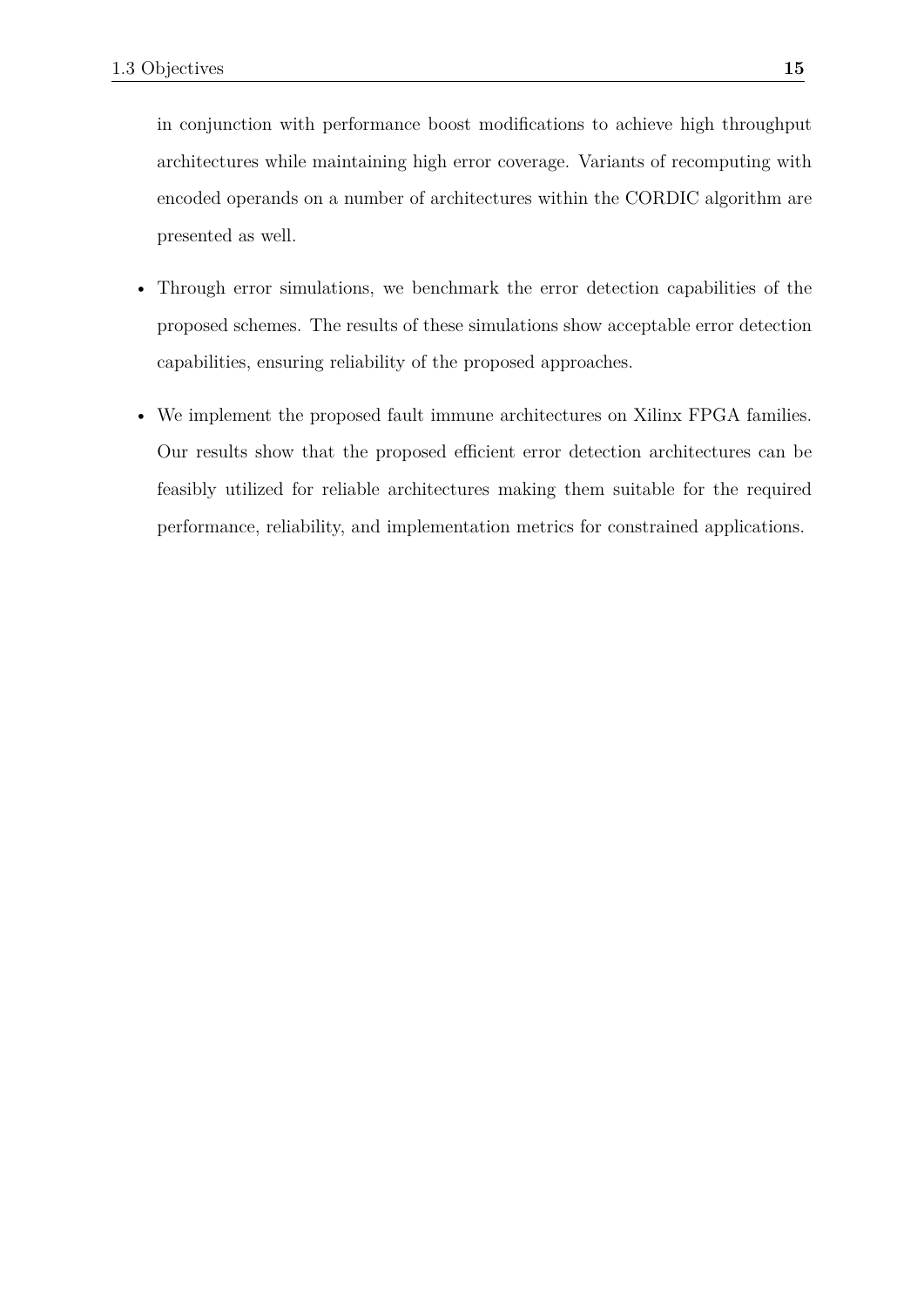in conjunction with performance boost modifications to achieve high throughput architectures while maintaining high error coverage. Variants of recomputing with encoded operands on a number of architectures within the CORDIC algorithm are presented as well.

- Through error simulations, we benchmark the error detection capabilities of the proposed schemes. The results of these simulations show acceptable error detection capabilities, ensuring reliability of the proposed approaches.

- We implement the proposed fault immune architectures on Xilinx FPGA families. Our results show that the proposed efficient error detection architectures can be feasibly utilized for reliable architectures making them suitable for the required performance, reliability, and implementation metrics for constrained applications.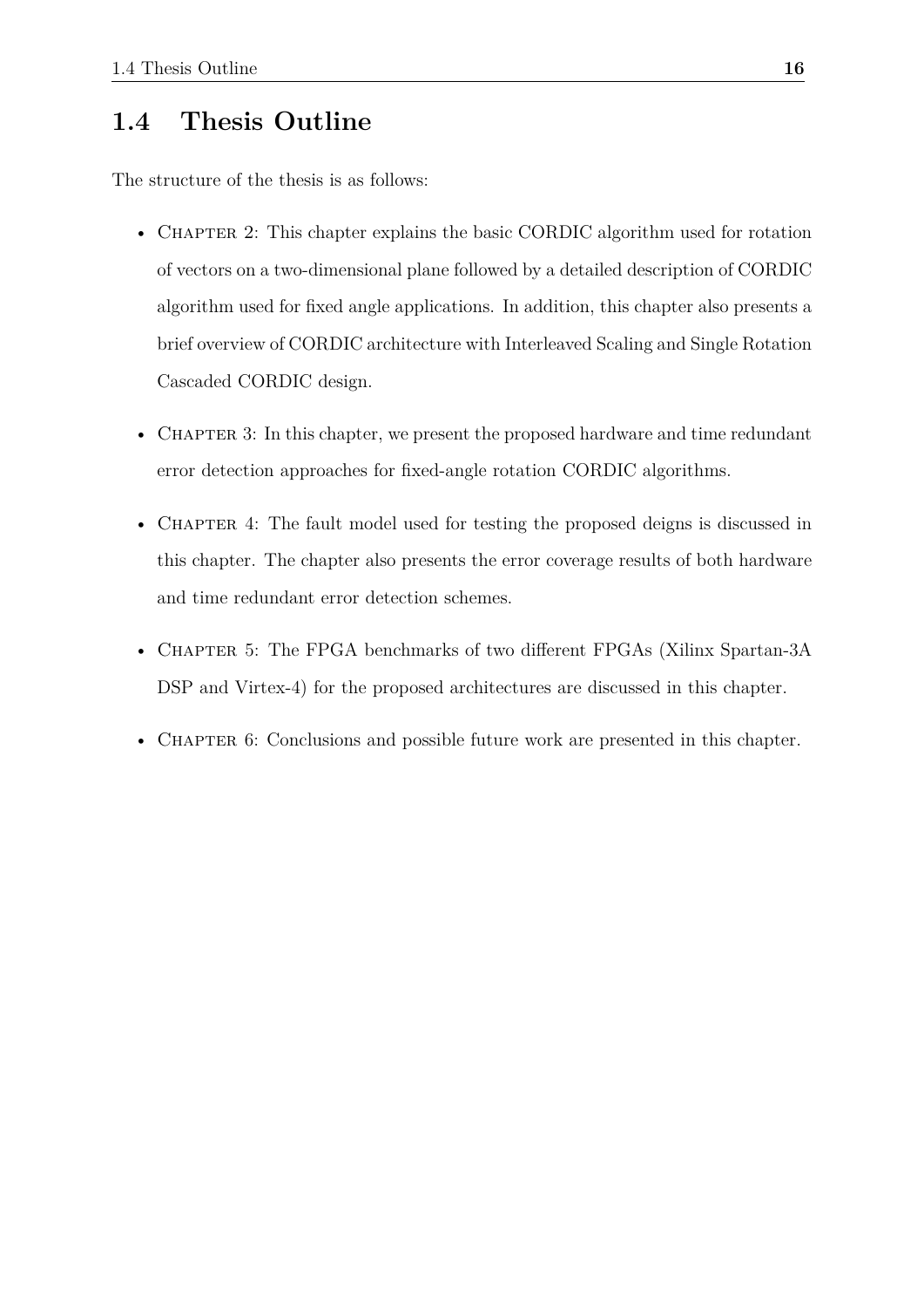## 1.4 Thesis Outline

The structure of the thesis is as follows:

- Chapter 2: This chapter explains the basic CORDIC algorithm used for rotation of vectors on a two-dimensional plane followed by a detailed description of CORDIC algorithm used for fixed angle applications. In addition, this chapter also presents a brief overview of CORDIC architecture with Interleaved Scaling and Single Rotation Cascaded CORDIC design.

- Chapter 3: In this chapter, we present the proposed hardware and time redundant error detection approaches for fixed-angle rotation CORDIC algorithms.

- Chapter 4: The fault model used for testing the proposed deigns is discussed in this chapter. The chapter also presents the error coverage results of both hardware and time redundant error detection schemes.

- Chapter 5: The FPGA benchmarks of two different FPGAs (Xilinx Spartan-3A DSP and Virtex-4) for the proposed architectures are discussed in this chapter.

- Chapter 6: Conclusions and possible future work are presented in this chapter.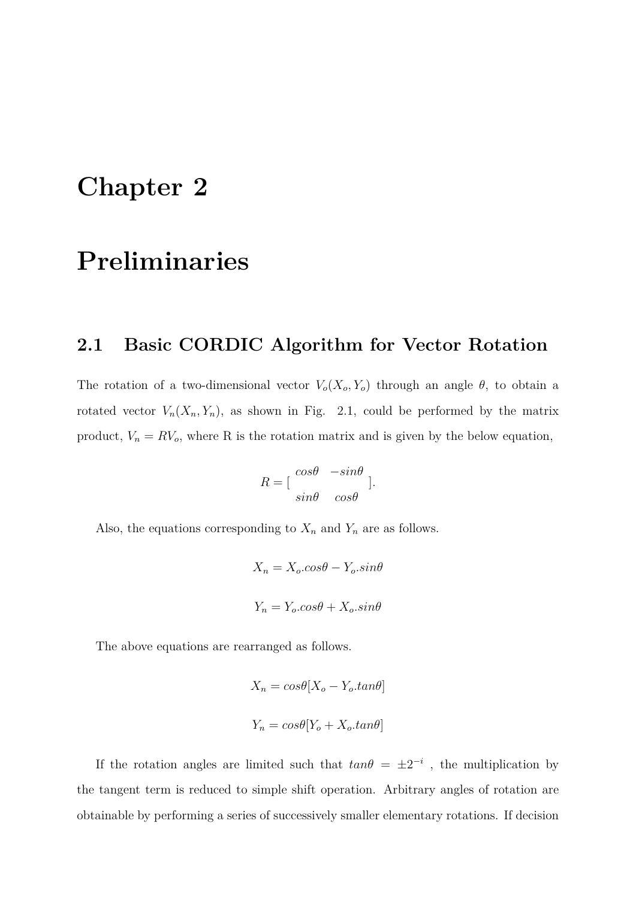# Chapter 2

# Preliminaries

## 2.1 Basic CORDIC Algorithm for Vector Rotation

The rotation of a two-dimensional vector $V_o(X_o, Y_o)$ through an angle $\theta$, to obtain a rotated vector $V_n(X_n, Y_n)$, as shown in Fig. 2.1, could be performed by the matrix product, $V_n = RV_o$, where R is the rotation matrix and is given by the below equation,

$$R = \left[ \begin{array}{cc} cos\theta & -sin\theta \\ sin\theta & cos\theta \end{array} \right].$$

Also, the equations corresponding to $X_n$ and $Y_n$ are as follows.

$$X_n = X_o.cos\theta - Y_o.sin\theta$$

$$Y_n = Y_o.cos\theta + X_o.sin\theta$$

The above equations are rearranged as follows.

$$X_n = cos\theta[X_o - Y_o.tan\theta]$$

$$Y_n = cos\theta[Y_o + X_o.tan\theta]$$

If the rotation angles are limited such that $tan\theta = \pm 2^{-i}$ , the multiplication by the tangent term is reduced to simple shift operation. Arbitrary angles of rotation are obtainable by performing a series of successively smaller elementary rotations. If decision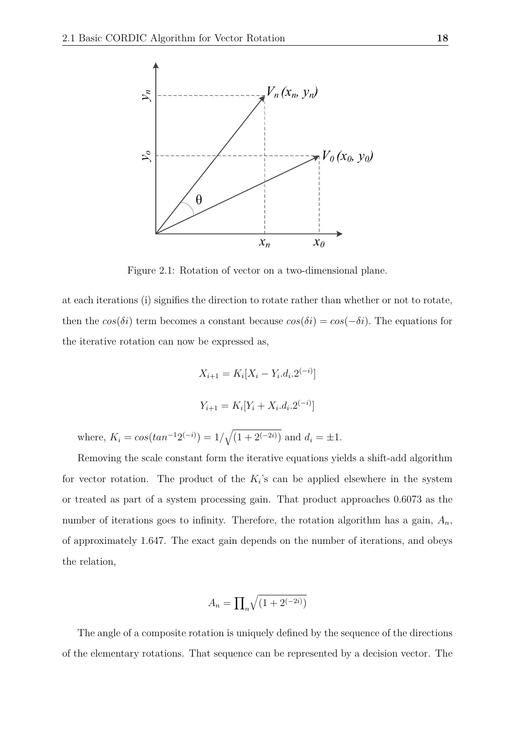Figure 2.1: Rotation of vector on a two-dimensional plane.

at each iterations (i) signifies the direction to rotate rather than whether or not to rotate, then the $cos(\delta i)$ term becomes a constant because $cos(\delta i) = cos(-\delta i)$. The equations for the iterative rotation can now be expressed as,

$$X_{i+1} = K_i[X_i - Y_i.d_i.2^{(-i)}]$$

$$Y_{i+1} = K_i[Y_i + X_i.d_i.2^{(-i)}]$$

where, $K_i = cos(tan^{-1}2^{(-i)}) = 1/\sqrt{(1 + 2^{(-2i)})}$ and $d_i = \pm 1$.

Removing the scale constant form the iterative equations yields a shift-add algorithm for vector rotation. The product of the $K_i$'s can be applied elsewhere in the system or treated as part of a system processing gain. That product approaches 0.6073 as the number of iterations goes to infinity. Therefore, the rotation algorithm has a gain, $A_n$, of approximately 1.647. The exact gain depends on the number of iterations, and obeys the relation,

$$A_n = \prod_n \sqrt{(1 + 2^{(-2i)})}$$

The angle of a composite rotation is uniquely defined by the sequence of the directions of the elementary rotations. That sequence can be represented by a decision vector. The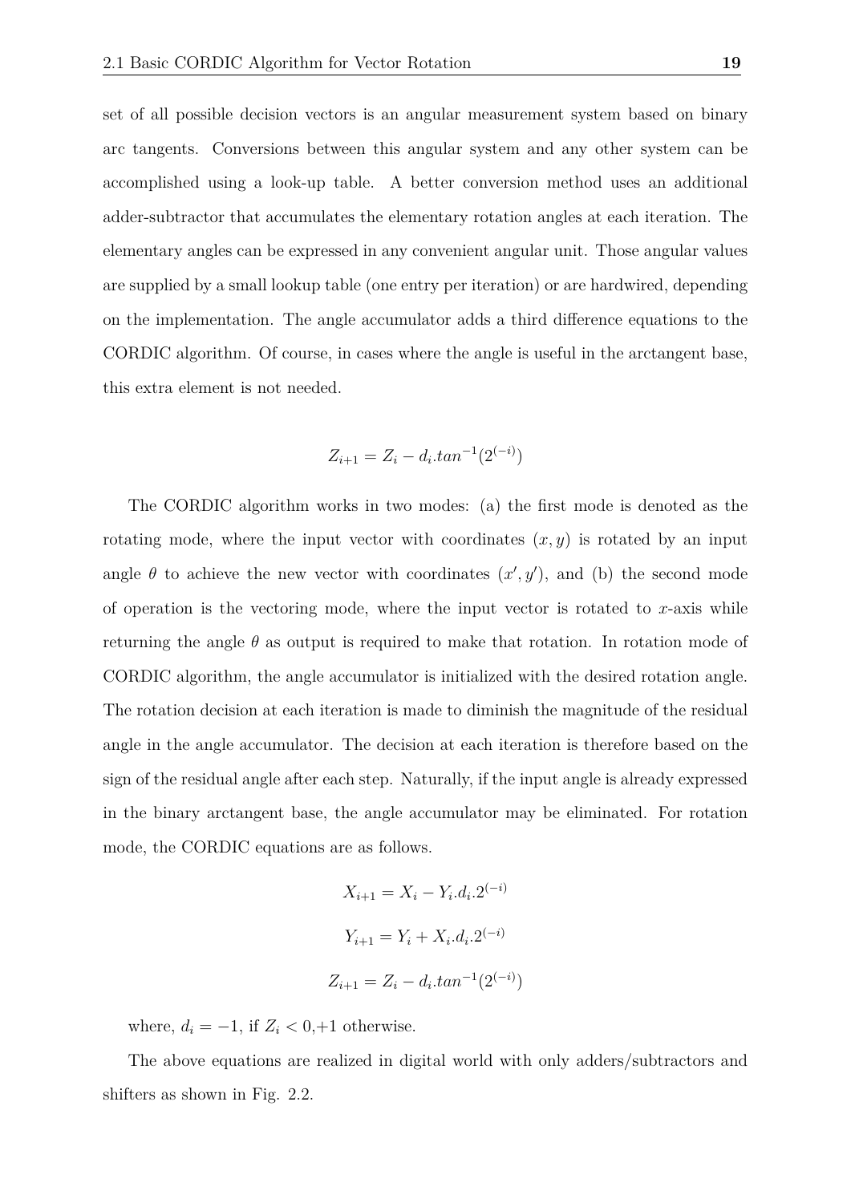set of all possible decision vectors is an angular measurement system based on binary arc tangents. Conversions between this angular system and any other system can be accomplished using a look-up table. A better conversion method uses an additional adder-subtractor that accumulates the elementary rotation angles at each iteration. The elementary angles can be expressed in any convenient angular unit. Those angular values are supplied by a small lookup table (one entry per iteration) or are hardwired, depending on the implementation. The angle accumulator adds a third difference equations to the CORDIC algorithm. Of course, in cases where the angle is useful in the arctangent base, this extra element is not needed.

$$Z_{i+1} = Z_i - d_i.tan^{-1}(2^{(-i)})$$

The CORDIC algorithm works in two modes: (a) the first mode is denoted as the rotating mode, where the input vector with coordinates $(x, y)$ is rotated by an input angle $\theta$ to achieve the new vector with coordinates $(x', y')$, and (b) the second mode of operation is the vectoring mode, where the input vector is rotated to $x$-axis while returning the angle $\theta$ as output is required to make that rotation. In rotation mode of CORDIC algorithm, the angle accumulator is initialized with the desired rotation angle. The rotation decision at each iteration is made to diminish the magnitude of the residual angle in the angle accumulator. The decision at each iteration is therefore based on the sign of the residual angle after each step. Naturally, if the input angle is already expressed in the binary arctangent base, the angle accumulator may be eliminated. For rotation mode, the CORDIC equations are as follows.

$$X_{i+1} = X_i - Y_i.d_i.2^{(-i)}$$

$$Y_{i+1} = Y_i + X_i.d_i.2^{(-i)}$$

$$Z_{i+1} = Z_i - d_i.tan^{-1}(2^{(-i)})$$

where, $d_i = -1$, if $Z_i < 0$,+1 otherwise.

The above equations are realized in digital world with only adders/subtractors and shifters as shown in Fig. 2.2.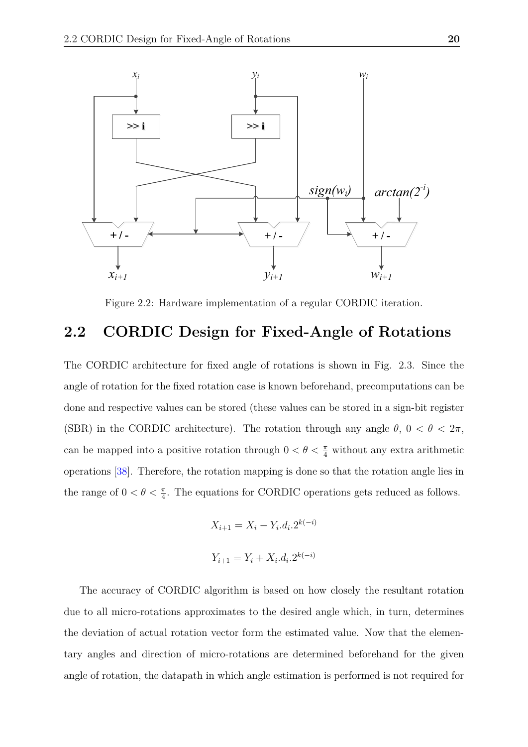Figure 2.2: Hardware implementation of a regular CORDIC iteration.

## 2.2 CORDIC Design for Fixed-Angle of Rotations

The CORDIC architecture for fixed angle of rotations is shown in Fig. 2.3. Since the angle of rotation for the fixed rotation case is known beforehand, precomputations can be done and respective values can be stored (these values can be stored in a sign-bit register (SBR) in the CORDIC architecture). The rotation through any angle $\theta$, $0 < \theta < 2\pi$, can be mapped into a positive rotation through $0 < \theta < \frac{\pi}{4}$ without any extra arithmetic operations [38]. Therefore, the rotation mapping is done so that the rotation angle lies in the range of $0 < \theta < \frac{\pi}{4}$. The equations for CORDIC operations gets reduced as follows.

$$X_{i+1} = X_i - Y_i.d_i.2^{k(-i)}$$

$$Y_{i+1} = Y_i + X_i.d_i.2^{k(-i)}$$

The accuracy of CORDIC algorithm is based on how closely the resultant rotation due to all micro-rotations approximates to the desired angle which, in turn, determines the deviation of actual rotation vector form the estimated value. Now that the elementary angles and direction of micro-rotations are determined beforehand for the given angle of rotation, the datapath in which angle estimation is performed is not required for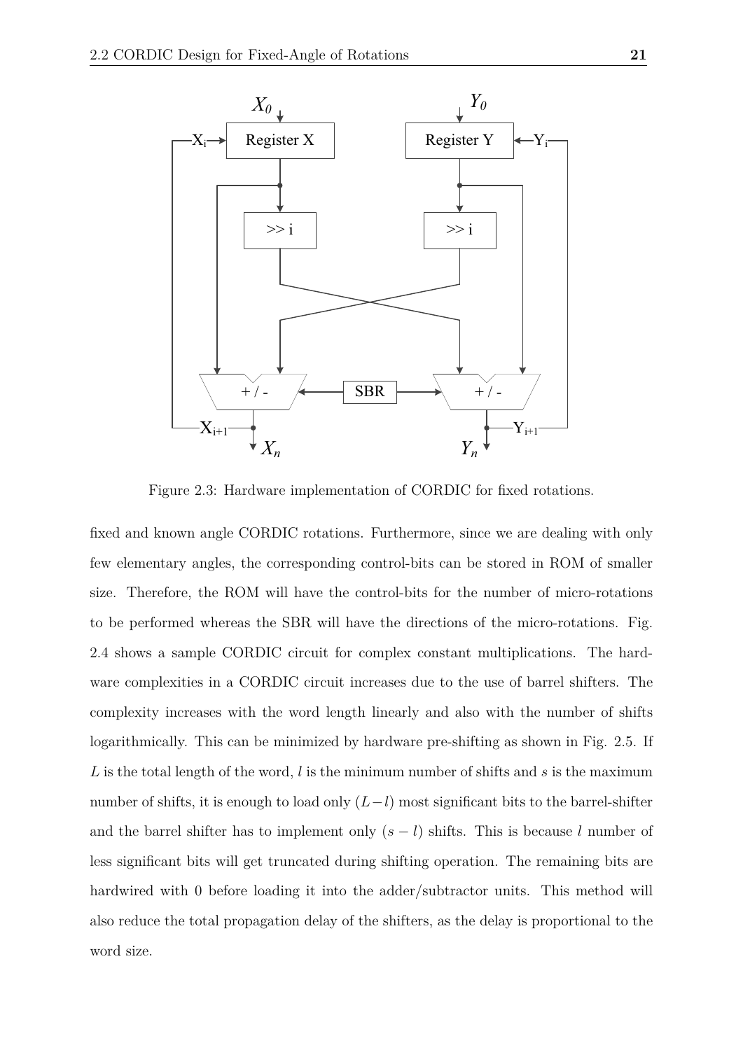Figure 2.3: Hardware implementation of CORDIC for fixed rotations.

fixed and known angle CORDIC rotations. Furthermore, since we are dealing with only few elementary angles, the corresponding control-bits can be stored in ROM of smaller size. Therefore, the ROM will have the control-bits for the number of micro-rotations to be performed whereas the SBR will have the directions of the micro-rotations. Fig. 2.4 shows a sample CORDIC circuit for complex constant multiplications. The hardware complexities in a CORDIC circuit increases due to the use of barrel shifters. The complexity increases with the word length linearly and also with the number of shifts logarithmically. This can be minimized by hardware pre-shifting as shown in Fig. 2.5. If $L$ is the total length of the word, $l$ is the minimum number of shifts and $s$ is the maximum number of shifts, it is enough to load only $(L-l)$ most significant bits to the barrel-shifter and the barrel shifter has to implement only $(s-l)$ shifts. This is because $l$ number of less significant bits will get truncated during shifting operation. The remaining bits are hardwired with 0 before loading it into the adder/subtractor units. This method will also reduce the total propagation delay of the shifters, as the delay is proportional to the word size.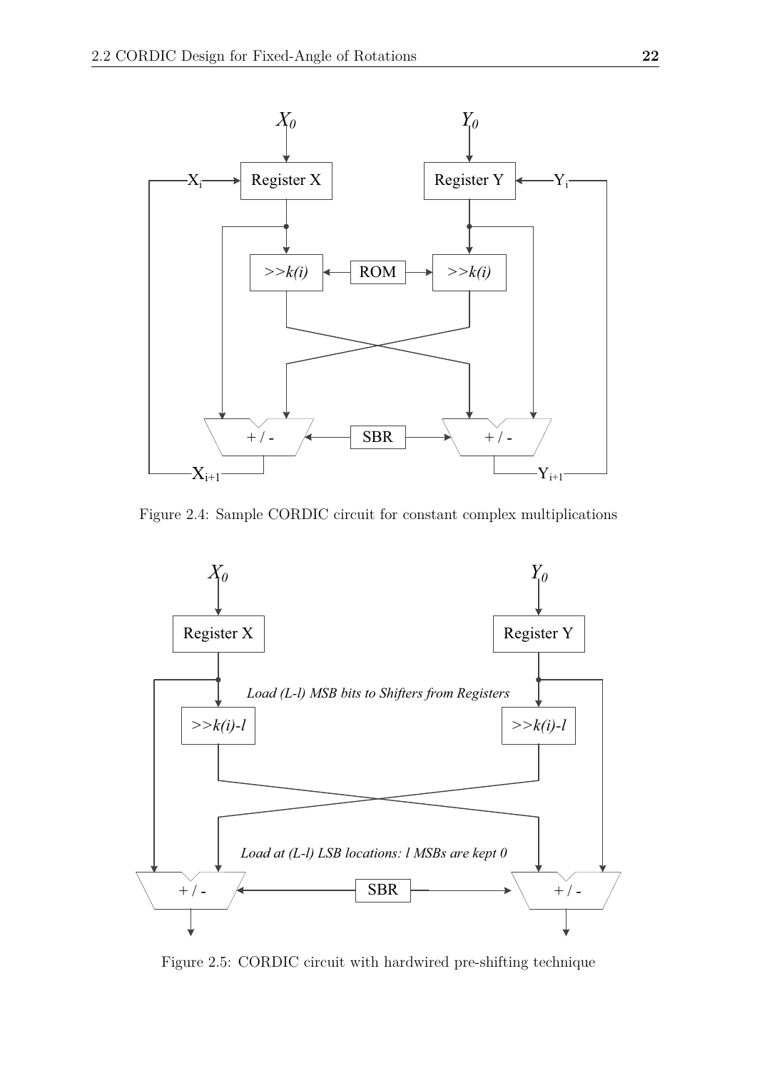Figure 2.4: Sample CORDIC circuit for constant complex multiplications

Figure 2.5: CORDIC circuit with hardwired pre-shifting technique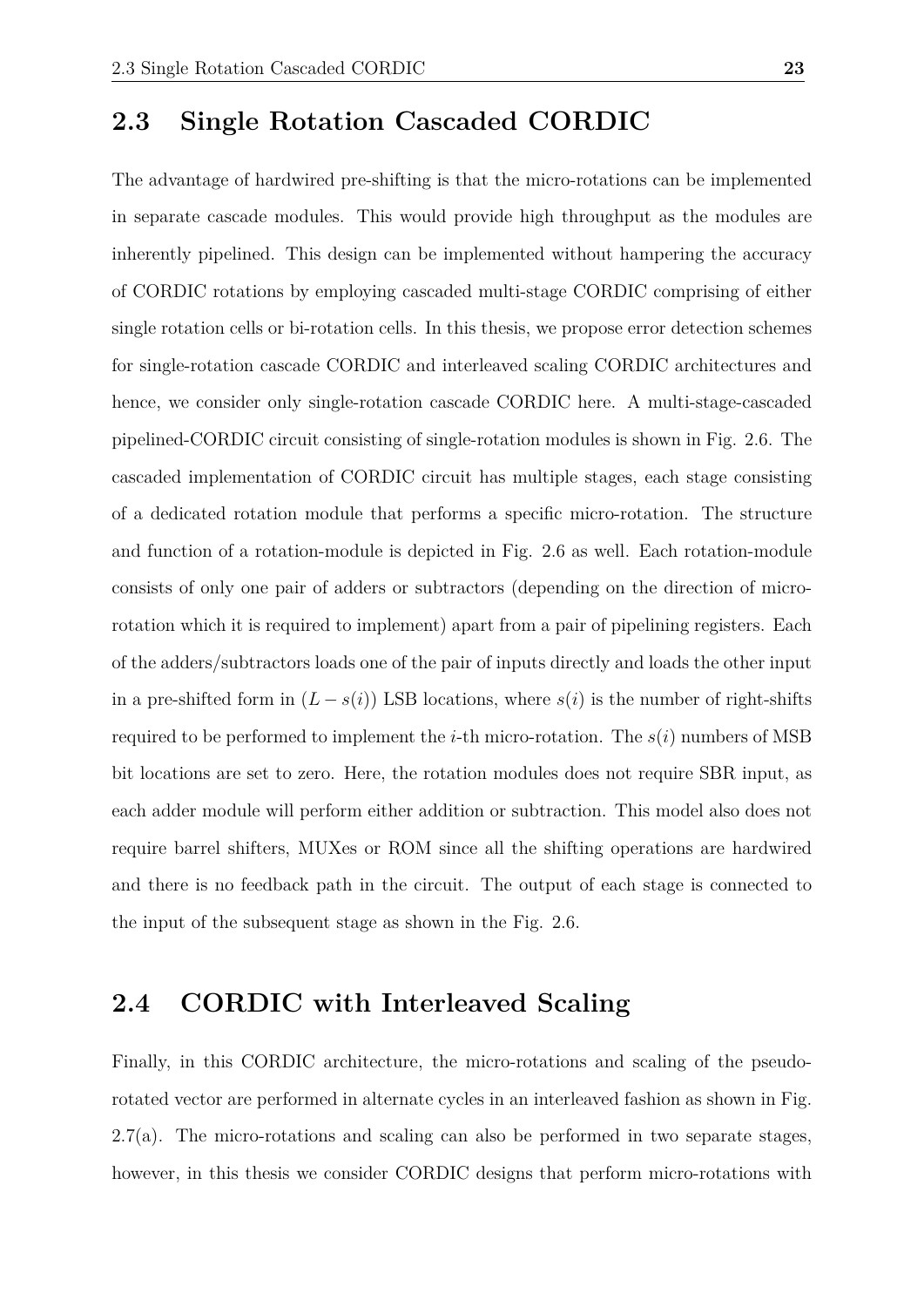## 2.3 Single Rotation Cascaded CORDIC

The advantage of hardwired pre-shifting is that the micro-rotations can be implemented in separate cascade modules. This would provide high throughput as the modules are inherently pipelined. This design can be implemented without hampering the accuracy of CORDIC rotations by employing cascaded multi-stage CORDIC comprising of either single rotation cells or bi-rotation cells. In this thesis, we propose error detection schemes for single-rotation cascade CORDIC and interleaved scaling CORDIC architectures and hence, we consider only single-rotation cascade CORDIC here. A multi-stage-cascaded pipelined-CORDIC circuit consisting of single-rotation modules is shown in Fig. 2.6. The cascaded implementation of CORDIC circuit has multiple stages, each stage consisting of a dedicated rotation module that performs a specific micro-rotation. The structure and function of a rotation-module is depicted in Fig. 2.6 as well. Each rotation-module consists of only one pair of adders or subtractors (depending on the direction of micro-rotation which it is required to implement) apart from a pair of pipelining registers. Each of the adders/subtractors loads one of the pair of inputs directly and loads the other input in a pre-shifted form in $(L - s(i))$ LSB locations, where $s(i)$ is the number of right-shifts required to be performed to implement the $i$-th micro-rotation. The $s(i)$ numbers of MSB bit locations are set to zero. Here, the rotation modules does not require SBR input, as each adder module will perform either addition or subtraction. This model also does not require barrel shifters, MUXes or ROM since all the shifting operations are hardwired and there is no feedback path in the circuit. The output of each stage is connected to the input of the subsequent stage as shown in the Fig. 2.6.

## 2.4 CORDIC with Interleaved Scaling

Finally, in this CORDIC architecture, the micro-rotations and scaling of the pseudo-rotated vector are performed in alternate cycles in an interleaved fashion as shown in Fig. 2.7(a). The micro-rotations and scaling can also be performed in two separate stages, however, in this thesis we consider CORDIC designs that perform micro-rotations with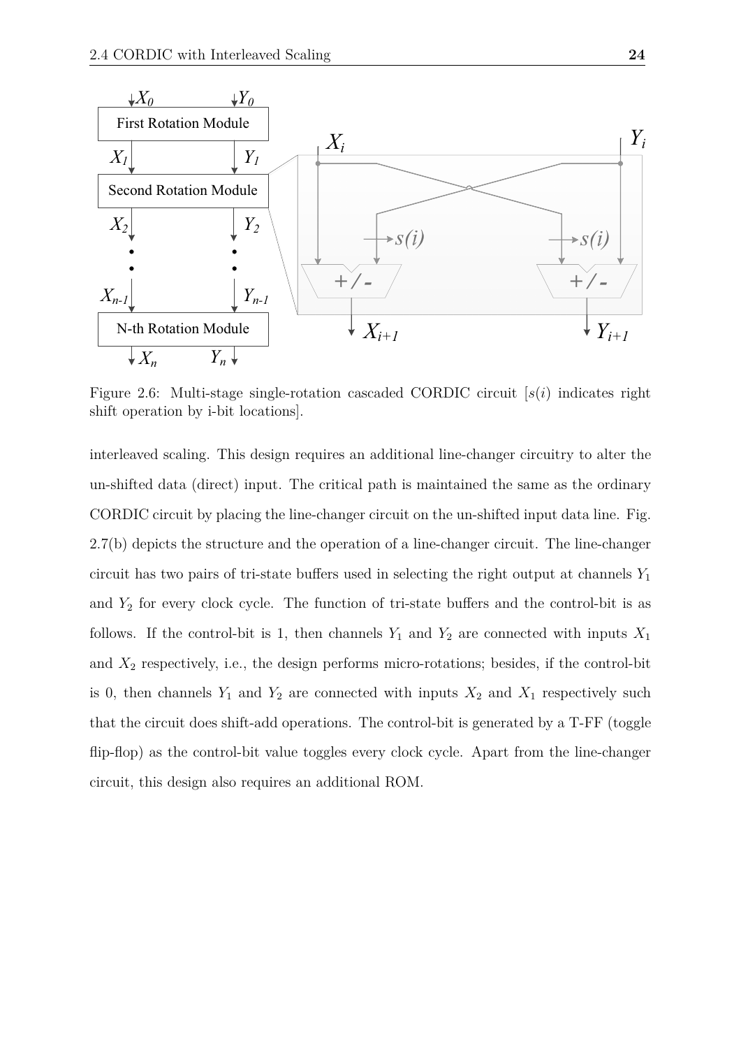Figure 2.6: Multi-stage single-rotation cascaded CORDIC circuit [$s(i)$ indicates right shift operation by i-bit locations].

interleaved scaling. This design requires an additional line-changer circuitry to alter the un-shifted data (direct) input. The critical path is maintained the same as the ordinary CORDIC circuit by placing the line-changer circuit on the un-shifted input data line. Fig. 2.7(b) depicts the structure and the operation of a line-changer circuit. The line-changer circuit has two pairs of tri-state buffers used in selecting the right output at channels $Y_1$ and $Y_2$ for every clock cycle. The function of tri-state buffers and the control-bit is as follows. If the control-bit is 1, then channels $Y_1$ and $Y_2$ are connected with inputs $X_1$ and $X_2$ respectively, i.e., the design performs micro-rotations; besides, if the control-bit is 0, then channels $Y_1$ and $Y_2$ are connected with inputs $X_2$ and $X_1$ respectively such that the circuit does shift-add operations. The control-bit is generated by a T-FF (toggle flip-flop) as the control-bit value toggles every clock cycle. Apart from the line-changer circuit, this design also requires an additional ROM.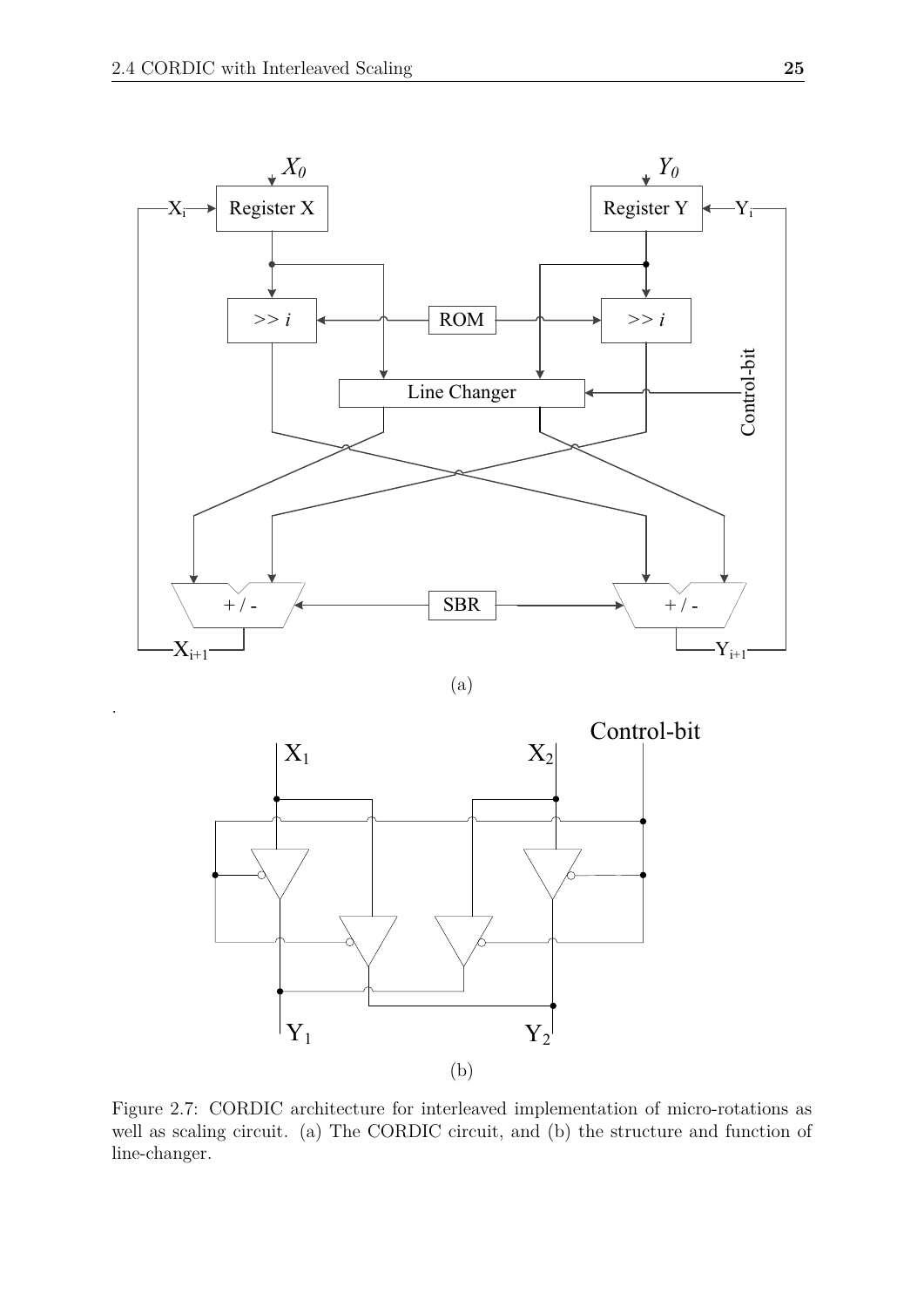(a)

.

(b)

Figure 2.7: CORDIC architecture for interleaved implementation of micro-rotations as well as scaling circuit. (a) The CORDIC circuit, and (b) the structure and function of line-changer.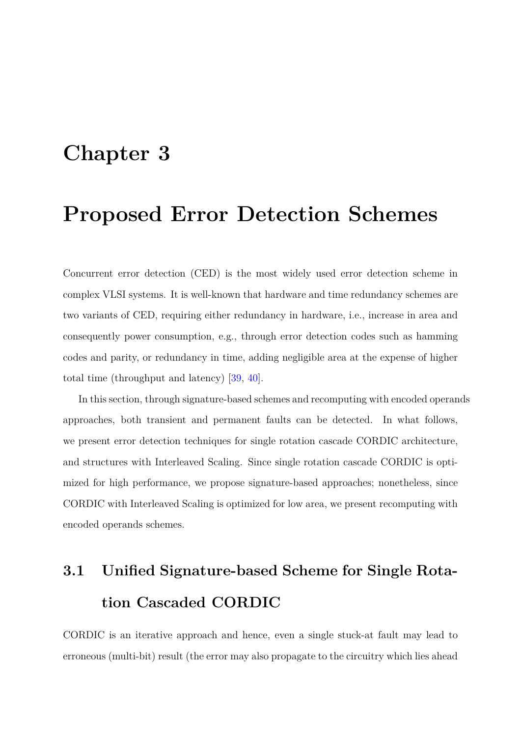# Chapter 3

# Proposed Error Detection Schemes

Concurrent error detection (CED) is the most widely used error detection scheme in complex VLSI systems. It is well-known that hardware and time redundancy schemes are two variants of CED, requiring either redundancy in hardware, i.e., increase in area and consequently power consumption, e.g., through error detection codes such as hamming codes and parity, or redundancy in time, adding negligible area at the expense of higher total time (throughput and latency) [39, 40].

In this section, through signature-based schemes and recomputing with encoded operands approaches, both transient and permanent faults can be detected. In what follows, we present error detection techniques for single rotation cascade CORDIC architecture, and structures with Interleaved Scaling. Since single rotation cascade CORDIC is optimized for high performance, we propose signature-based approaches; nonetheless, since CORDIC with Interleaved Scaling is optimized for low area, we present recomputing with encoded operands schemes.

## 3.1 Unified Signature-based Scheme for Single Rotation Cascaded CORDIC

CORDIC is an iterative approach and hence, even a single stuck-at fault may lead to erroneous (multi-bit) result (the error may also propagate to the circuitry which lies ahead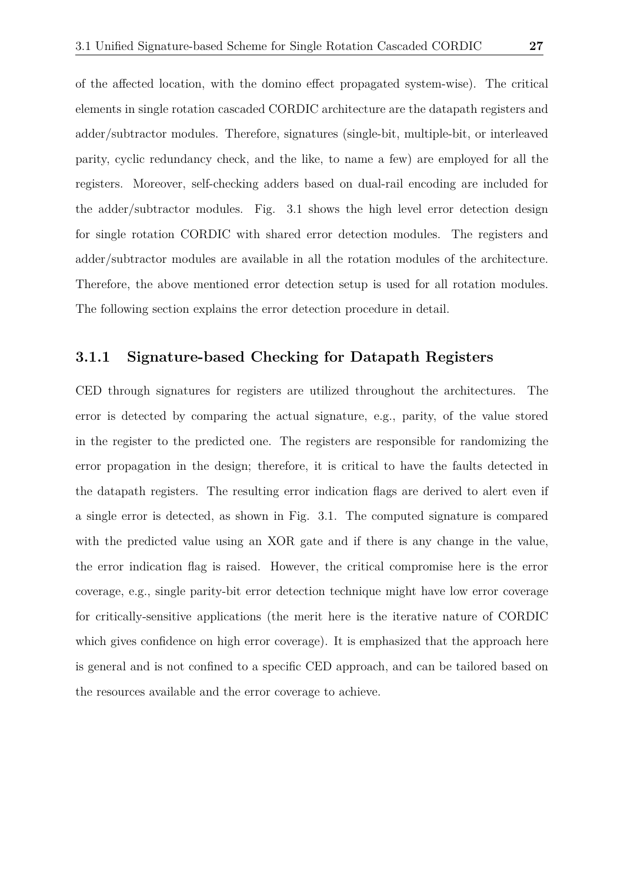of the affected location, with the domino effect propagated system-wise). The critical elements in single rotation cascaded CORDIC architecture are the datapath registers and adder/subtractor modules. Therefore, signatures (single-bit, multiple-bit, or interleaved parity, cyclic redundancy check, and the like, to name a few) are employed for all the registers. Moreover, self-checking adders based on dual-rail encoding are included for the adder/subtractor modules. Fig. 3.1 shows the high level error detection design for single rotation CORDIC with shared error detection modules. The registers and adder/subtractor modules are available in all the rotation modules of the architecture. Therefore, the above mentioned error detection setup is used for all rotation modules. The following section explains the error detection procedure in detail.

### 3.1.1 Signature-based Checking for Datapath Registers

CED through signatures for registers are utilized throughout the architectures. The error is detected by comparing the actual signature, e.g., parity, of the value stored in the register to the predicted one. The registers are responsible for randomizing the error propagation in the design; therefore, it is critical to have the faults detected in the datapath registers. The resulting error indication flags are derived to alert even if a single error is detected, as shown in Fig. 3.1. The computed signature is compared with the predicted value using an XOR gate and if there is any change in the value, the error indication flag is raised. However, the critical compromise here is the error coverage, e.g., single parity-bit error detection technique might have low error coverage for critically-sensitive applications (the merit here is the iterative nature of CORDIC which gives confidence on high error coverage). It is emphasized that the approach here is general and is not confined to a specific CED approach, and can be tailored based on the resources available and the error coverage to achieve.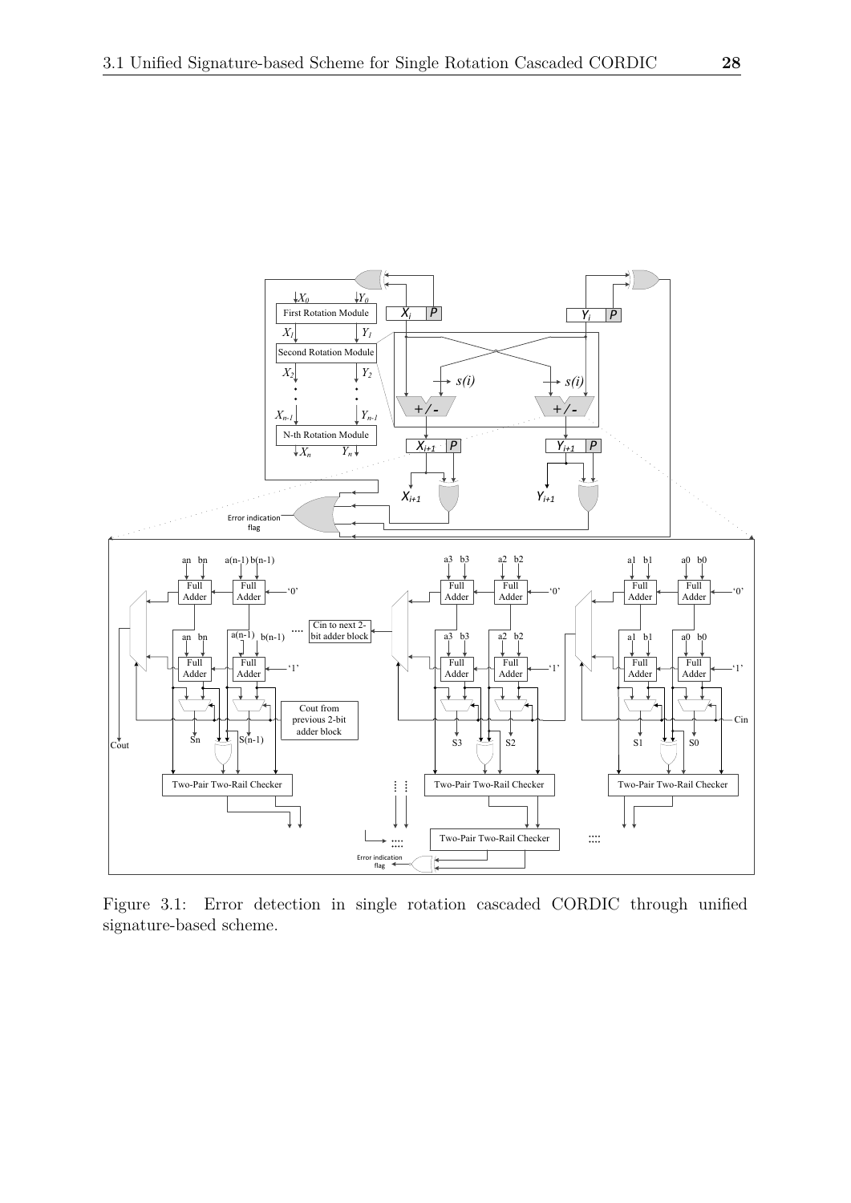Figure 3.1: Error detection in single rotation cascaded CORDIC through unified signature-based scheme.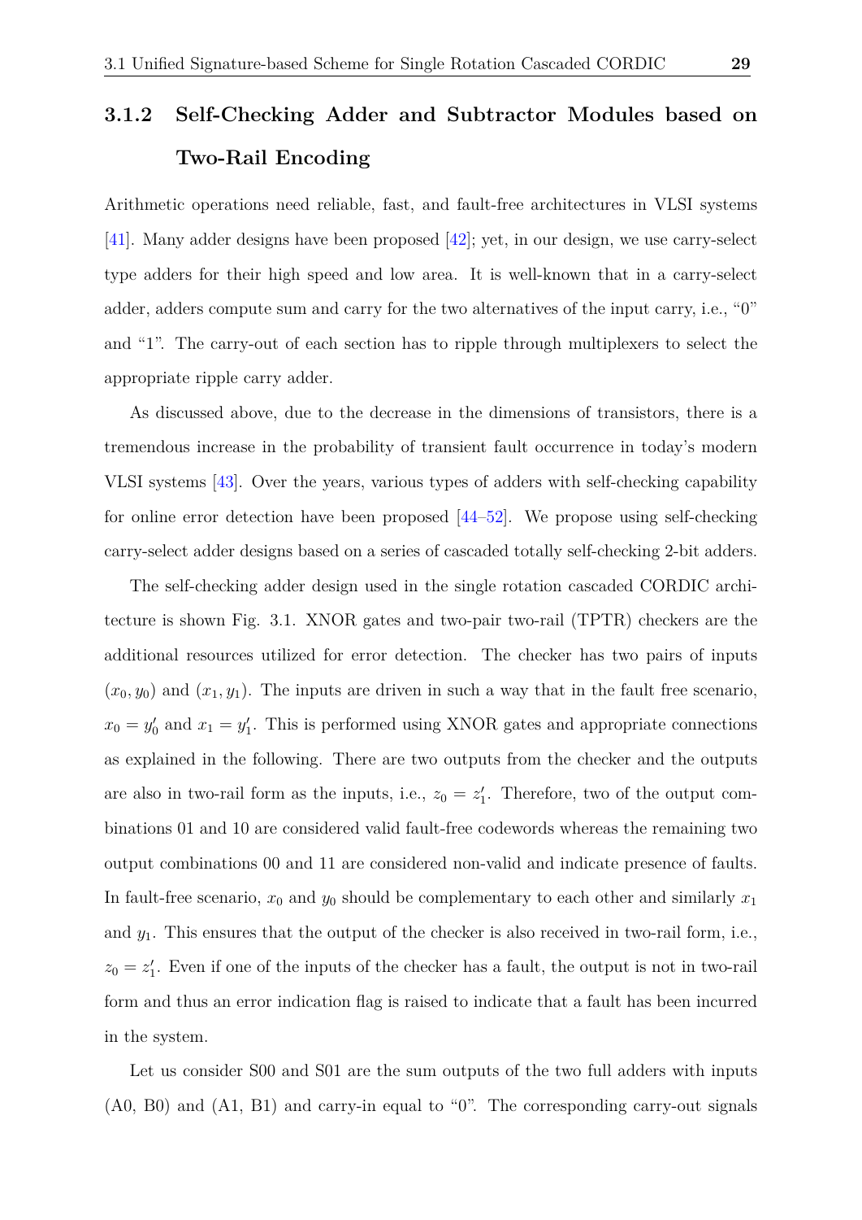### 3.1.2 Self-Checking Adder and Subtractor Modules based on Two-Rail Encoding

Arithmetic operations need reliable, fast, and fault-free architectures in VLSI systems [41]. Many adder designs have been proposed [42]; yet, in our design, we use carry-select type adders for their high speed and low area. It is well-known that in a carry-select adder, adders compute sum and carry for the two alternatives of the input carry, i.e., “0” and “1”. The carry-out of each section has to ripple through multiplexers to select the appropriate ripple carry adder.

As discussed above, due to the decrease in the dimensions of transistors, there is a tremendous increase in the probability of transient fault occurrence in today’s modern VLSI systems [43]. Over the years, various types of adders with self-checking capability for online error detection have been proposed [44–52]. We propose using self-checking carry-select adder designs based on a series of cascaded totally self-checking 2-bit adders.

The self-checking adder design used in the single rotation cascaded CORDIC architecture is shown Fig. 3.1. XNOR gates and two-pair two-rail (TPTR) checkers are the additional resources utilized for error detection. The checker has two pairs of inputs $(x_0, y_0)$ and $(x_1, y_1)$. The inputs are driven in such a way that in the fault free scenario, $x_0 = y_0'$ and $x_1 = y_1'$. This is performed using XNOR gates and appropriate connections as explained in the following. There are two outputs from the checker and the outputs are also in two-rail form as the inputs, i.e., $z_0 = z_1'$. Therefore, two of the output combinations 01 and 10 are considered valid fault-free codewords whereas the remaining two output combinations 00 and 11 are considered non-valid and indicate presence of faults. In fault-free scenario, $x_0$ and $y_0$ should be complementary to each other and similarly $x_1$ and $y_1$. This ensures that the output of the checker is also received in two-rail form, i.e., $z_0 = z_1'$. Even if one of the inputs of the checker has a fault, the output is not in two-rail form and thus an error indication flag is raised to indicate that a fault has been incurred in the system.

Let us consider S00 and S01 are the sum outputs of the two full adders with inputs (A0, B0) and (A1, B1) and carry-in equal to “0”. The corresponding carry-out signals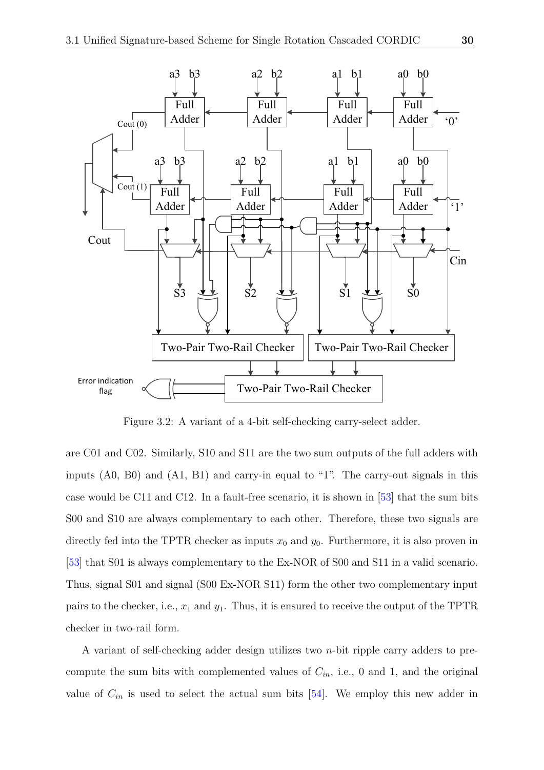Figure 3.2: A variant of a 4-bit self-checking carry-select adder.

are C01 and C02. Similarly, S10 and S11 are the two sum outputs of the full adders with inputs (A0, B0) and (A1, B1) and carry-in equal to "1". The carry-out signals in this case would be C11 and C12. In a fault-free scenario, it is shown in [53] that the sum bits S00 and S10 are always complementary to each other. Therefore, these two signals are directly fed into the TPTR checker as inputs $x_0$ and $y_0$. Furthermore, it is also proven in [53] that S01 is always complementary to the Ex-NOR of S00 and S11 in a valid scenario. Thus, signal S01 and signal (S00 Ex-NOR S11) form the other two complementary input pairs to the checker, i.e., $x_1$ and $y_1$. Thus, it is ensured to receive the output of the TPTR checker in two-rail form.

A variant of self-checking adder design utilizes two $n$-bit ripple carry adders to pre-compute the sum bits with complemented values of $C_{in}$, i.e., 0 and 1, and the original value of $C_{in}$ is used to select the actual sum bits [54]. We employ this new adder in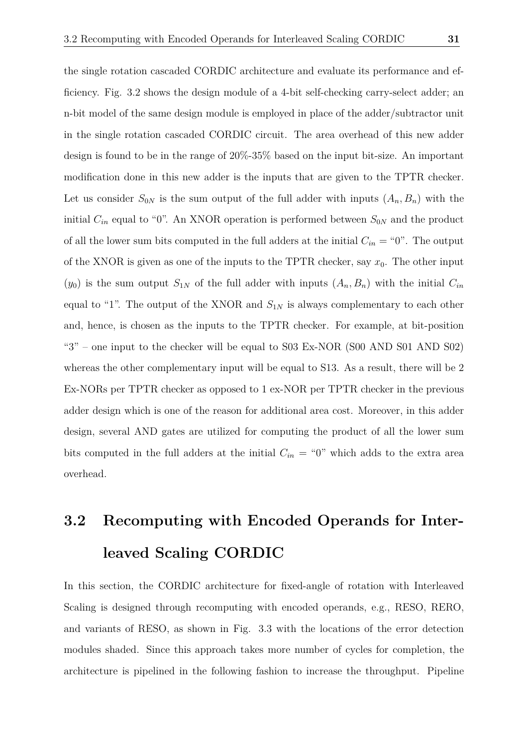the single rotation cascaded CORDIC architecture and evaluate its performance and efficiency. Fig. 3.2 shows the design module of a 4-bit self-checking carry-select adder; an n-bit model of the same design module is employed in place of the adder/subtractor unit in the single rotation cascaded CORDIC circuit. The area overhead of this new adder design is found to be in the range of 20%-35% based on the input bit-size. An important modification done in this new adder is the inputs that are given to the TPTR checker. Let us consider $S_{0N}$ is the sum output of the full adder with inputs $(A_n, B_n)$ with the initial $C_{in}$ equal to "0". An XNOR operation is performed between $S_{0N}$ and the product of all the lower sum bits computed in the full adders at the initial $C_{in}$ = "0". The output of the XNOR is given as one of the inputs to the TPTR checker, say $x_0$. The other input $(y_0)$ is the sum output $S_{1N}$ of the full adder with inputs $(A_n, B_n)$ with the initial $C_{in}$ equal to "1". The output of the XNOR and $S_{1N}$ is always complementary to each other and, hence, is chosen as the inputs to the TPTR checker. For example, at bit-position "3" – one input to the checker will be equal to S03 Ex-NOR (S00 AND S01 AND S02) whereas the other complementary input will be equal to S13. As a result, there will be 2 Ex-NORs per TPTR checker as opposed to 1 ex-NOR per TPTR checker in the previous adder design which is one of the reason for additional area cost. Moreover, in this adder design, several AND gates are utilized for computing the product of all the lower sum bits computed in the full adders at the initial $C_{in}$ = "0" which adds to the extra area overhead.

## 3.2 Recomputing with Encoded Operands for Interleaved Scaling CORDIC

In this section, the CORDIC architecture for fixed-angle of rotation with Interleaved Scaling is designed through recomputing with encoded operands, e.g., RESO, RERO, and variants of RESO, as shown in Fig. 3.3 with the locations of the error detection modules shaded. Since this approach takes more number of cycles for completion, the architecture is pipelined in the following fashion to increase the throughput. Pipeline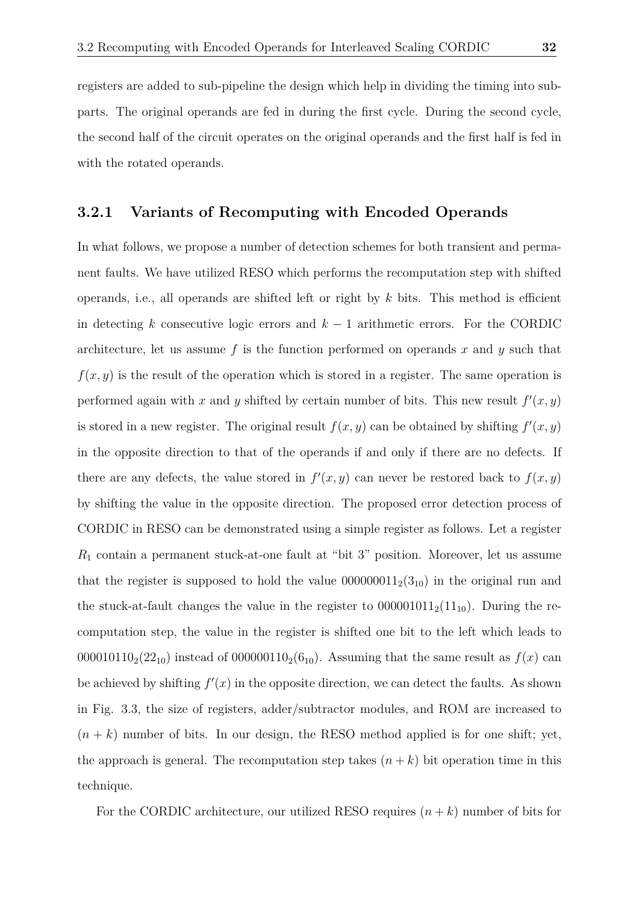registers are added to sub-pipeline the design which help in dividing the timing into subparts. The original operands are fed in during the first cycle. During the second cycle, the second half of the circuit operates on the original operands and the first half is fed in with the rotated operands.

### 3.2.1 Variants of Recomputing with Encoded Operands

In what follows, we propose a number of detection schemes for both transient and permanent faults. We have utilized RESO which performs the recomputation step with shifted operands, i.e., all operands are shifted left or right by $k$ bits. This method is efficient in detecting $k$ consecutive logic errors and $k-1$ arithmetic errors. For the CORDIC architecture, let us assume $f$ is the function performed on operands $x$ and $y$ such that $f(x,y)$ is the result of the operation which is stored in a register. The same operation is performed again with $x$ and $y$ shifted by certain number of bits. This new result $f'(x,y)$ is stored in a new register. The original result $f(x,y)$ can be obtained by shifting $f'(x,y)$ in the opposite direction to that of the operands if and only if there are no defects. If there are any defects, the value stored in $f'(x,y)$ can never be restored back to $f(x,y)$ by shifting the value in the opposite direction. The proposed error detection process of CORDIC in RESO can be demonstrated using a simple register as follows. Let a register $R_1$ contain a permanent stuck-at-one fault at "bit 3" position. Moreover, let us assume that the register is supposed to hold the value $000000011_2(3_{10})$ in the original run and the stuck-at-fault changes the value in the register to $000001011_2(11_{10})$. During the recomputation step, the value in the register is shifted one bit to the left which leads to $000010110_2(22_{10})$ instead of $000000110_2(6_{10})$. Assuming that the same result as $f(x)$ can be achieved by shifting $f'(x)$ in the opposite direction, we can detect the faults. As shown in Fig. 3.3, the size of registers, adder/subtractor modules, and ROM are increased to $(n+k)$ number of bits. In our design, the RESO method applied is for one shift; yet, the approach is general. The recomputation step takes $(n+k)$ bit operation time in this technique.

For the CORDIC architecture, our utilized RESO requires $(n+k)$ number of bits for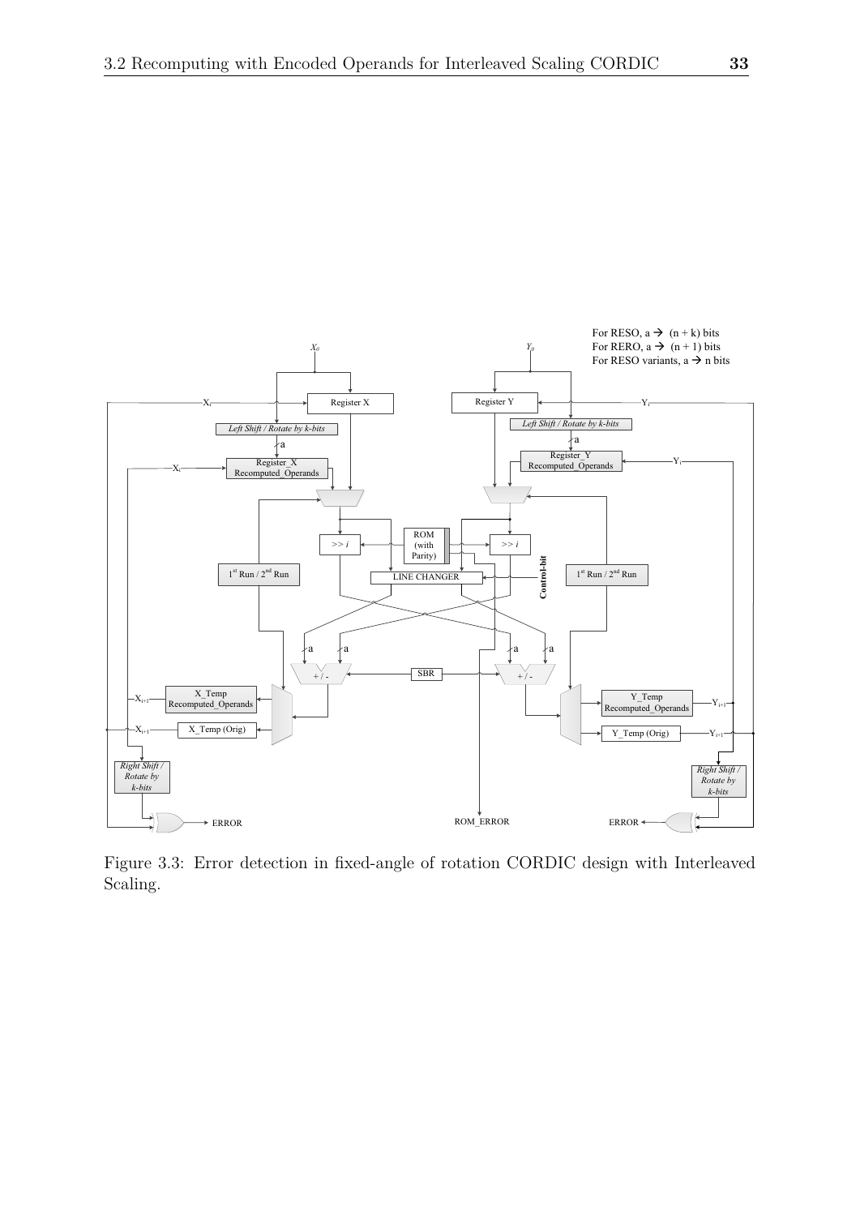For RESO, a → (n + k) bits
For RERO, a → (n + 1) bits
For RESO variants, a → n bits

Figure 3.3: Error detection in fixed-angle of rotation CORDIC design with Interleaved Scaling.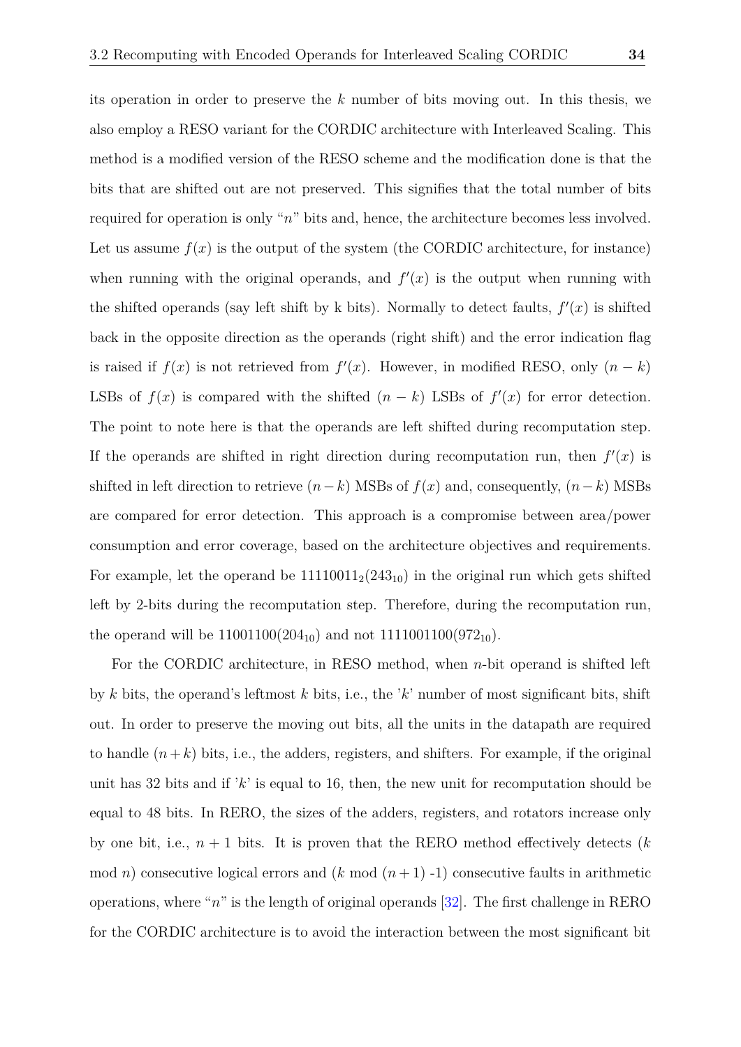its operation in order to preserve the $k$ number of bits moving out. In this thesis, we also employ a RESO variant for the CORDIC architecture with Interleaved Scaling. This method is a modified version of the RESO scheme and the modification done is that the bits that are shifted out are not preserved. This signifies that the total number of bits required for operation is only "$n$" bits and, hence, the architecture becomes less involved. Let us assume $f(x)$ is the output of the system (the CORDIC architecture, for instance) when running with the original operands, and $f'(x)$ is the output when running with the shifted operands (say left shift by k bits). Normally to detect faults, $f'(x)$ is shifted back in the opposite direction as the operands (right shift) and the error indication flag is raised if $f(x)$ is not retrieved from $f'(x)$. However, in modified RESO, only $(n-k)$ LSBs of $f(x)$ is compared with the shifted $(n-k)$ LSBs of $f'(x)$ for error detection. The point to note here is that the operands are left shifted during recomputation step. If the operands are shifted in right direction during recomputation run, then $f'(x)$ is shifted in left direction to retrieve $(n-k)$ MSBs of $f(x)$ and, consequently, $(n-k)$ MSBs are compared for error detection. This approach is a compromise between area/power consumption and error coverage, based on the architecture objectives and requirements. For example, let the operand be $11110011_2(243_{10})$ in the original run which gets shifted left by 2-bits during the recomputation step. Therefore, during the recomputation run, the operand will be $11001100(204_{10})$ and not $1111001100(972_{10})$.

For the CORDIC architecture, in RESO method, when $n$-bit operand is shifted left by $k$ bits, the operand's leftmost $k$ bits, i.e., the '$k$' number of most significant bits, shift out. In order to preserve the moving out bits, all the units in the datapath are required to handle $(n+k)$ bits, i.e., the adders, registers, and shifters. For example, if the original unit has 32 bits and if '$k$' is equal to 16, then, the new unit for recomputation should be equal to 48 bits. In RERO, the sizes of the adders, registers, and rotators increase only by one bit, i.e., $n+1$ bits. It is proven that the RERO method effectively detects ($k$ mod $n$) consecutive logical errors and ($k$ mod $(n+1)$ -1) consecutive faults in arithmetic operations, where "$n$" is the length of original operands [32]. The first challenge in RERO for the CORDIC architecture is to avoid the interaction between the most significant bit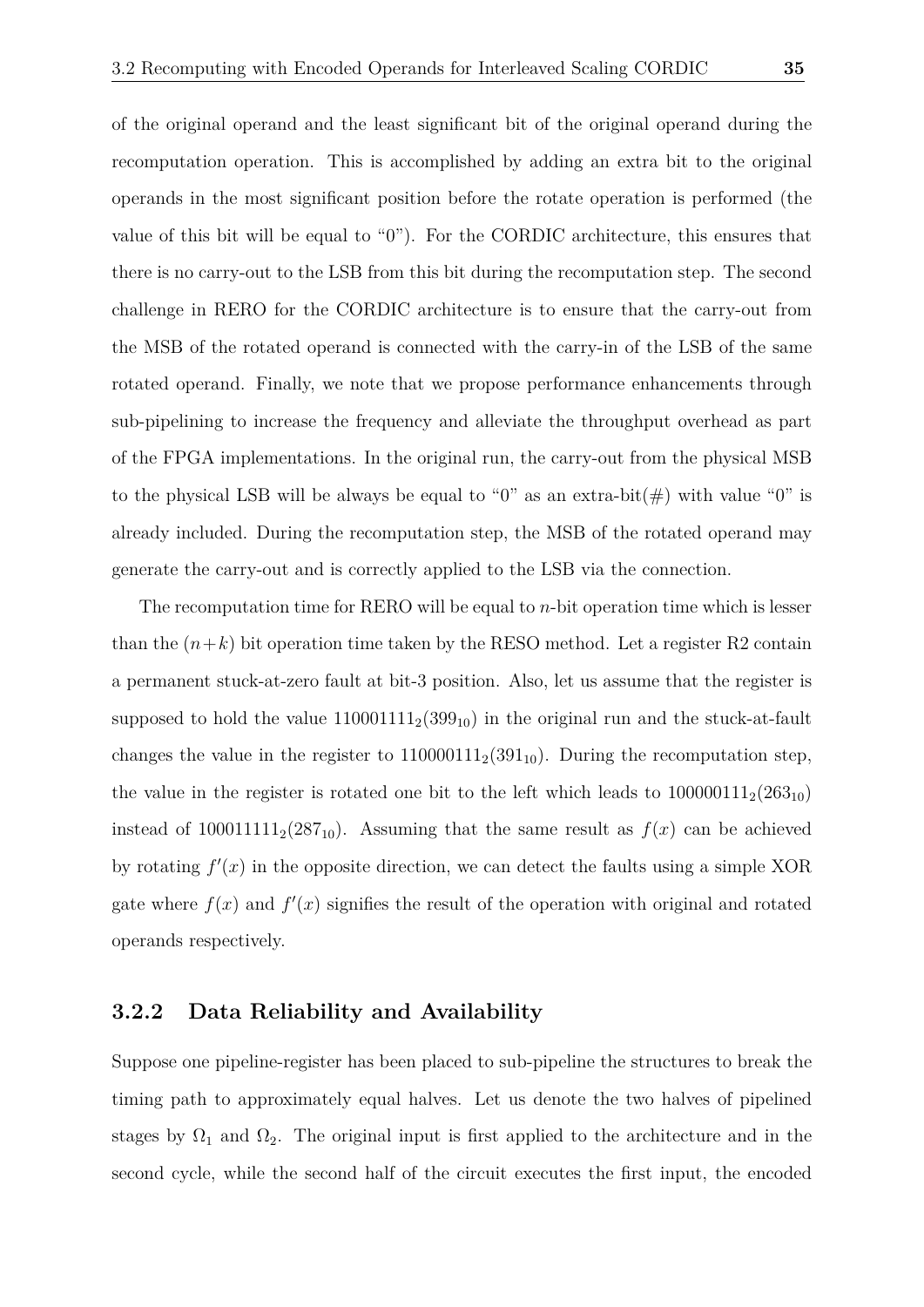of the original operand and the least significant bit of the original operand during the recomputation operation. This is accomplished by adding an extra bit to the original operands in the most significant position before the rotate operation is performed (the value of this bit will be equal to "0"). For the CORDIC architecture, this ensures that there is no carry-out to the LSB from this bit during the recomputation step. The second challenge in RERO for the CORDIC architecture is to ensure that the carry-out from the MSB of the rotated operand is connected with the carry-in of the LSB of the same rotated operand. Finally, we note that we propose performance enhancements through sub-pipelining to increase the frequency and alleviate the throughput overhead as part of the FPGA implementations. In the original run, the carry-out from the physical MSB to the physical LSB will be always be equal to "0" as an extra-bit(#) with value "0" is already included. During the recomputation step, the MSB of the rotated operand may generate the carry-out and is correctly applied to the LSB via the connection.

The recomputation time for RERO will be equal to $n$-bit operation time which is lesser than the $(n+k)$ bit operation time taken by the RESO method. Let a register R2 contain a permanent stuck-at-zero fault at bit-3 position. Also, let us assume that the register is supposed to hold the value $110001111_2(399_{10})$ in the original run and the stuck-at-fault changes the value in the register to $110000111_2(391_{10})$. During the recomputation step, the value in the register is rotated one bit to the left which leads to $100000111_2(263_{10})$ instead of $100011111_2(287_{10})$. Assuming that the same result as $f(x)$ can be achieved by rotating $f'(x)$ in the opposite direction, we can detect the faults using a simple XOR gate where $f(x)$ and $f'(x)$ signifies the result of the operation with original and rotated operands respectively.

### 3.2.2 Data Reliability and Availability

Suppose one pipeline-register has been placed to sub-pipeline the structures to break the timing path to approximately equal halves. Let us denote the two halves of pipelined stages by $\Omega_1$ and $\Omega_2$. The original input is first applied to the architecture and in the second cycle, while the second half of the circuit executes the first input, the encoded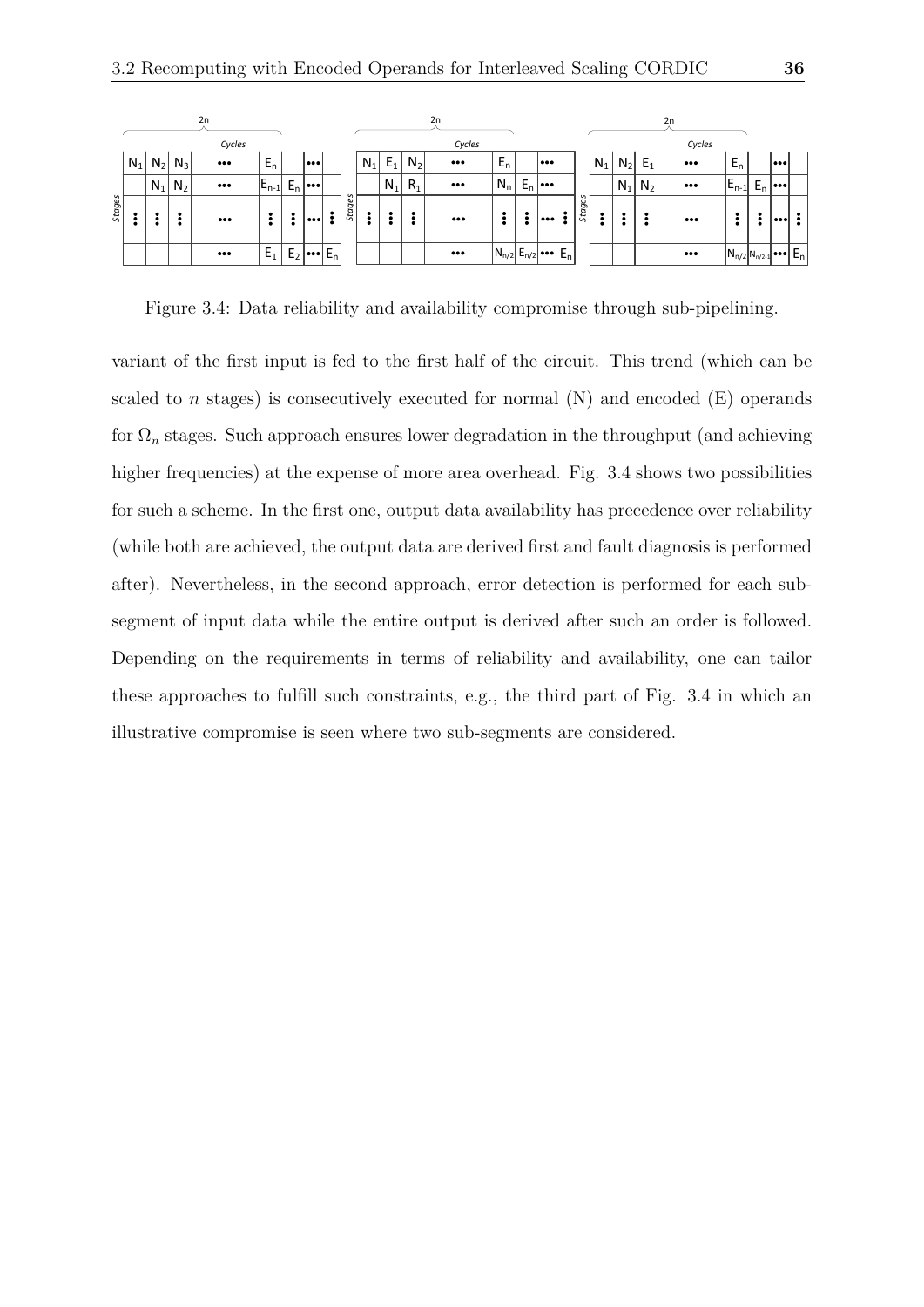| Stages | | | | | | | | |
|---|---|---|---|---|---|---|---|---|
| $N_1$ | $N_2$ | $N_3$ | ••• | $E_n$ | | ••• | |
| | $N_1$ | $N_2$ | ••• | $E_{n-1}$ | $E_n$ | ••• | |
| ⋮ | ⋮ | ⋮ | ••• | ⋮ | ⋮ | ••• | ⋮ |
| | | | ••• | $E_1$ | $E_2$ | ••• | $E_n$ |

| Stages | | | | | | | | |
|---|---|---|---|---|---|---|---|---|
| $N_1$ | $E_1$ | $N_2$ | ••• | $E_n$ | | ••• | |
| | $N_1$ | $R_1$ | ••• | $N_n$ | $E_n$ | ••• | |
| ⋮ | ⋮ | ⋮ | ••• | ⋮ | ⋮ | ••• | ⋮ |
| | | | ••• | $N_{n/2}$ | $E_{n/2}$ | ••• | $E_n$ |

| Stages | | | | | | | | |
|---|---|---|---|---|---|---|---|---|
| $N_1$ | $N_2$ | $E_1$ | ••• | $E_n$ | | ••• | |
| | $N_1$ | $N_2$ | ••• | $E_{n-1}$ | $E_n$ | ••• | |
| ⋮ | ⋮ | ⋮ | ••• | ⋮ | ⋮ | ••• | ⋮ |
| | | | ••• | $N_{n/2}$ | $N_{n/2-1}$ | ••• | $E_n$ |

(Each timing diagram spans $2n$ cycles.)

Figure 3.4: Data reliability and availability compromise through sub-pipelining.

variant of the first input is fed to the first half of the circuit. This trend (which can be scaled to $n$ stages) is consecutively executed for normal (N) and encoded (E) operands for $\Omega_n$ stages. Such approach ensures lower degradation in the throughput (and achieving higher frequencies) at the expense of more area overhead. Fig. 3.4 shows two possibilities for such a scheme. In the first one, output data availability has precedence over reliability (while both are achieved, the output data are derived first and fault diagnosis is performed after). Nevertheless, in the second approach, error detection is performed for each sub-segment of input data while the entire output is derived after such an order is followed. Depending on the requirements in terms of reliability and availability, one can tailor these approaches to fulfill such constraints, e.g., the third part of Fig. 3.4 in which an illustrative compromise is seen where two sub-segments are considered.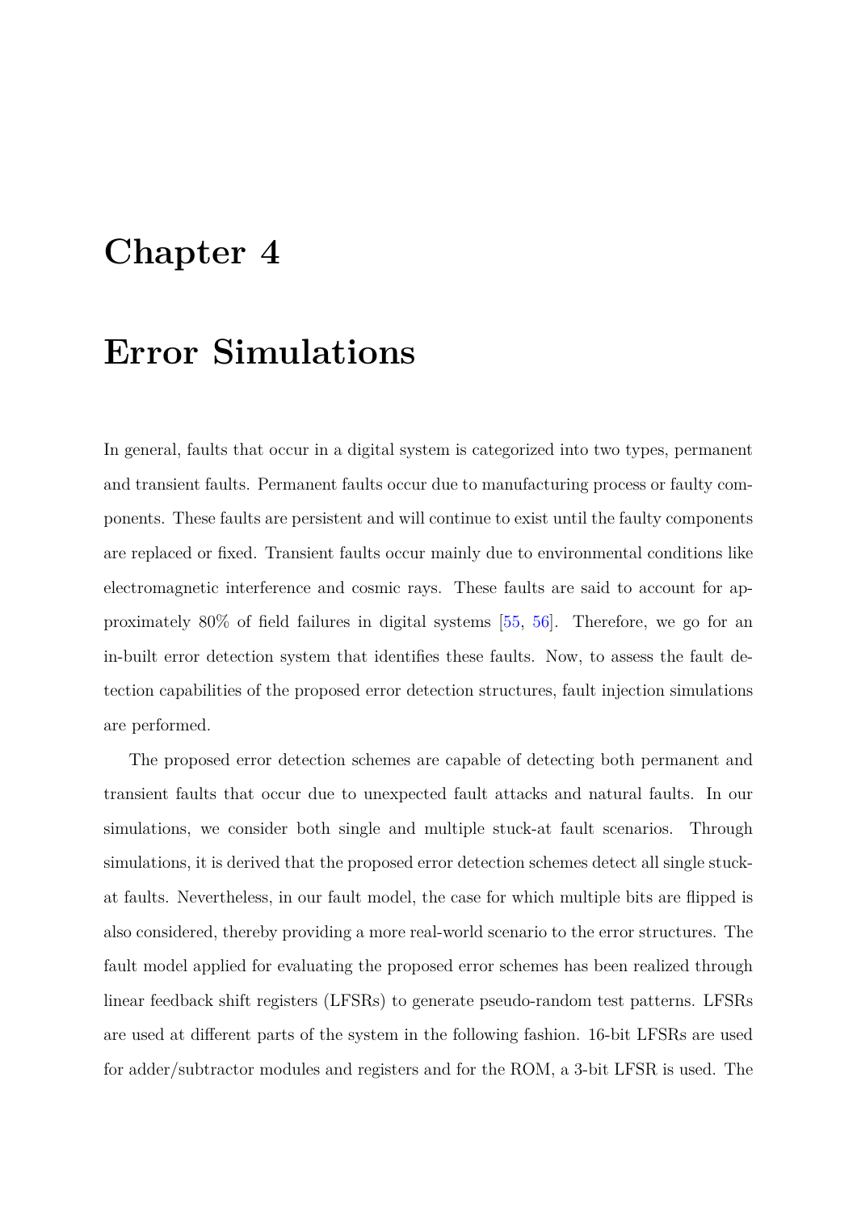# Chapter 4

# Error Simulations

In general, faults that occur in a digital system is categorized into two types, permanent and transient faults. Permanent faults occur due to manufacturing process or faulty components. These faults are persistent and will continue to exist until the faulty components are replaced or fixed. Transient faults occur mainly due to environmental conditions like electromagnetic interference and cosmic rays. These faults are said to account for approximately 80% of field failures in digital systems [55, 56]. Therefore, we go for an in-built error detection system that identifies these faults. Now, to assess the fault detection capabilities of the proposed error detection structures, fault injection simulations are performed.

The proposed error detection schemes are capable of detecting both permanent and transient faults that occur due to unexpected fault attacks and natural faults. In our simulations, we consider both single and multiple stuck-at fault scenarios. Through simulations, it is derived that the proposed error detection schemes detect all single stuck-at faults. Nevertheless, in our fault model, the case for which multiple bits are flipped is also considered, thereby providing a more real-world scenario to the error structures. The fault model applied for evaluating the proposed error schemes has been realized through linear feedback shift registers (LFSRs) to generate pseudo-random test patterns. LFSRs are used at different parts of the system in the following fashion. 16-bit LFSRs are used for adder/subtractor modules and registers and for the ROM, a 3-bit LFSR is used. The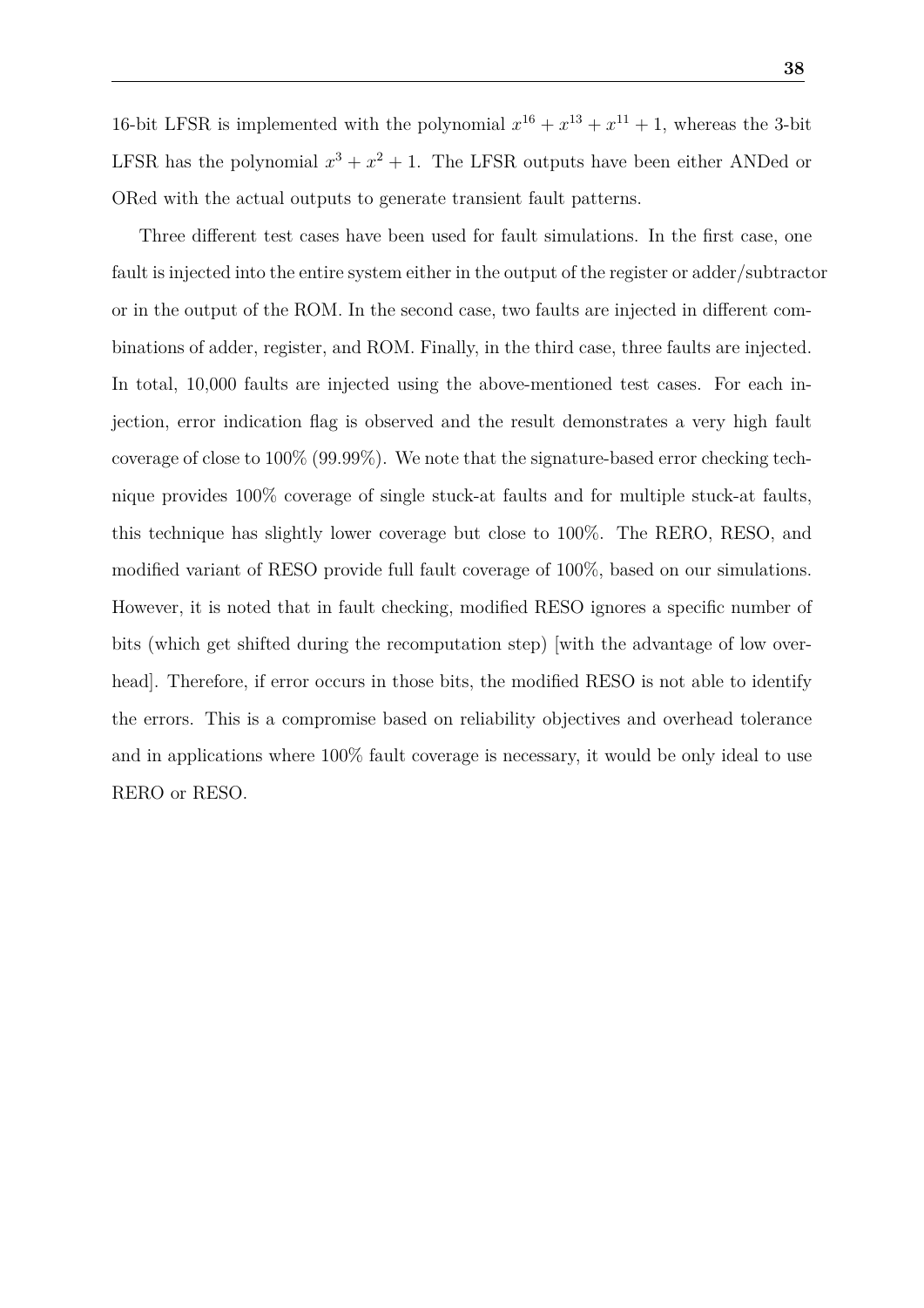16-bit LFSR is implemented with the polynomial $x^{16} + x^{13} + x^{11} + 1$, whereas the 3-bit LFSR has the polynomial $x^3 + x^2 + 1$. The LFSR outputs have been either ANDed or ORed with the actual outputs to generate transient fault patterns.

Three different test cases have been used for fault simulations. In the first case, one fault is injected into the entire system either in the output of the register or adder/subtractor or in the output of the ROM. In the second case, two faults are injected in different combinations of adder, register, and ROM. Finally, in the third case, three faults are injected. In total, 10,000 faults are injected using the above-mentioned test cases. For each injection, error indication flag is observed and the result demonstrates a very high fault coverage of close to 100% (99.99%). We note that the signature-based error checking technique provides 100% coverage of single stuck-at faults and for multiple stuck-at faults, this technique has slightly lower coverage but close to 100%. The RERO, RESO, and modified variant of RESO provide full fault coverage of 100%, based on our simulations. However, it is noted that in fault checking, modified RESO ignores a specific number of bits (which get shifted during the recomputation step) [with the advantage of low overhead]. Therefore, if error occurs in those bits, the modified RESO is not able to identify the errors. This is a compromise based on reliability objectives and overhead tolerance and in applications where 100% fault coverage is necessary, it would be only ideal to use RERO or RESO.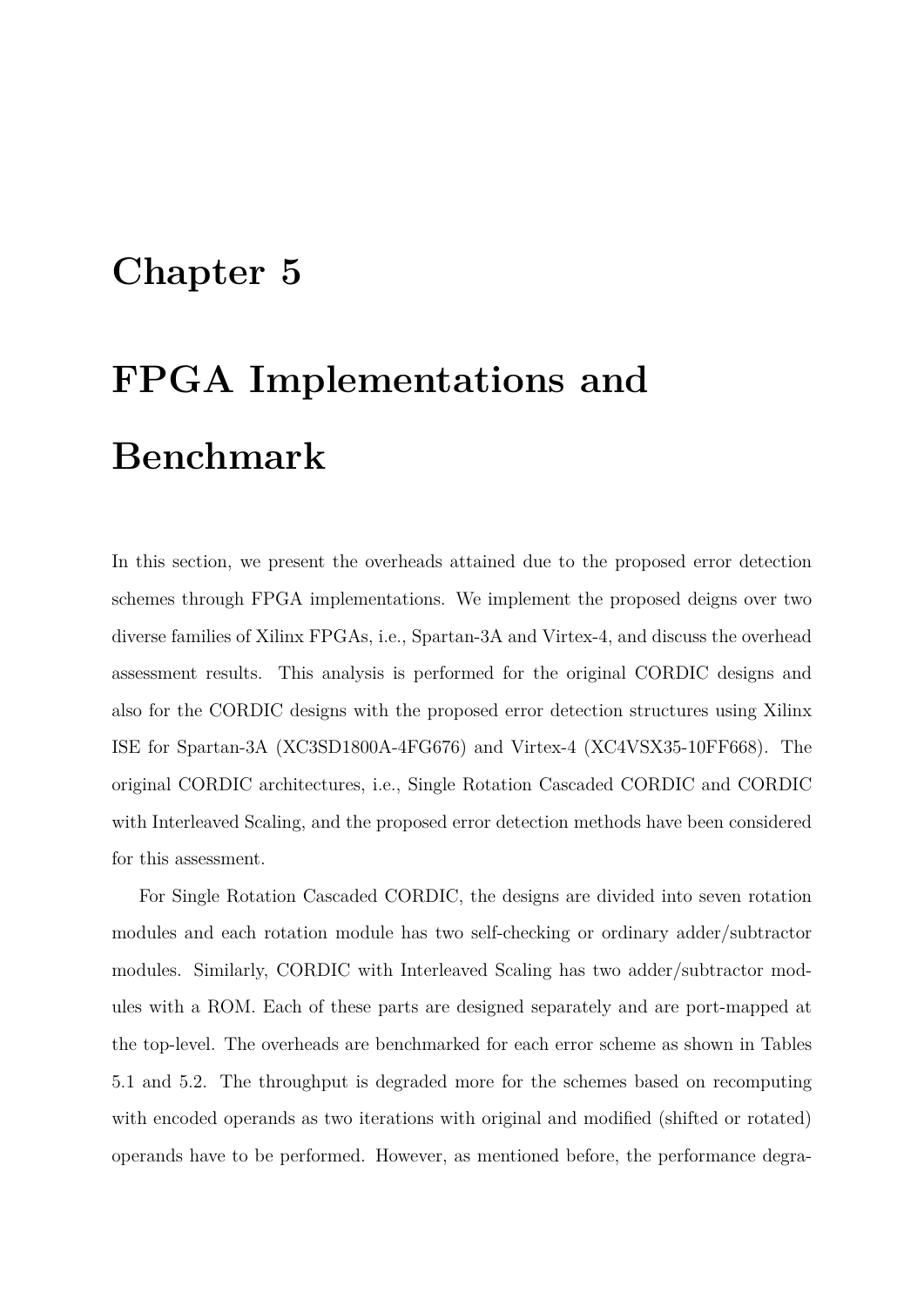# Chapter 5

# FPGA Implementations and Benchmark

In this section, we present the overheads attained due to the proposed error detection schemes through FPGA implementations. We implement the proposed deigns over two diverse families of Xilinx FPGAs, i.e., Spartan-3A and Virtex-4, and discuss the overhead assessment results. This analysis is performed for the original CORDIC designs and also for the CORDIC designs with the proposed error detection structures using Xilinx ISE for Spartan-3A (XC3SD1800A-4FG676) and Virtex-4 (XC4VSX35-10FF668). The original CORDIC architectures, i.e., Single Rotation Cascaded CORDIC and CORDIC with Interleaved Scaling, and the proposed error detection methods have been considered for this assessment.

For Single Rotation Cascaded CORDIC, the designs are divided into seven rotation modules and each rotation module has two self-checking or ordinary adder/subtractor modules. Similarly, CORDIC with Interleaved Scaling has two adder/subtractor modules with a ROM. Each of these parts are designed separately and are port-mapped at the top-level. The overheads are benchmarked for each error scheme as shown in Tables 5.1 and 5.2. The throughput is degraded more for the schemes based on recomputing with encoded operands as two iterations with original and modified (shifted or rotated) operands have to be performed. However, as mentioned before, the performance degra-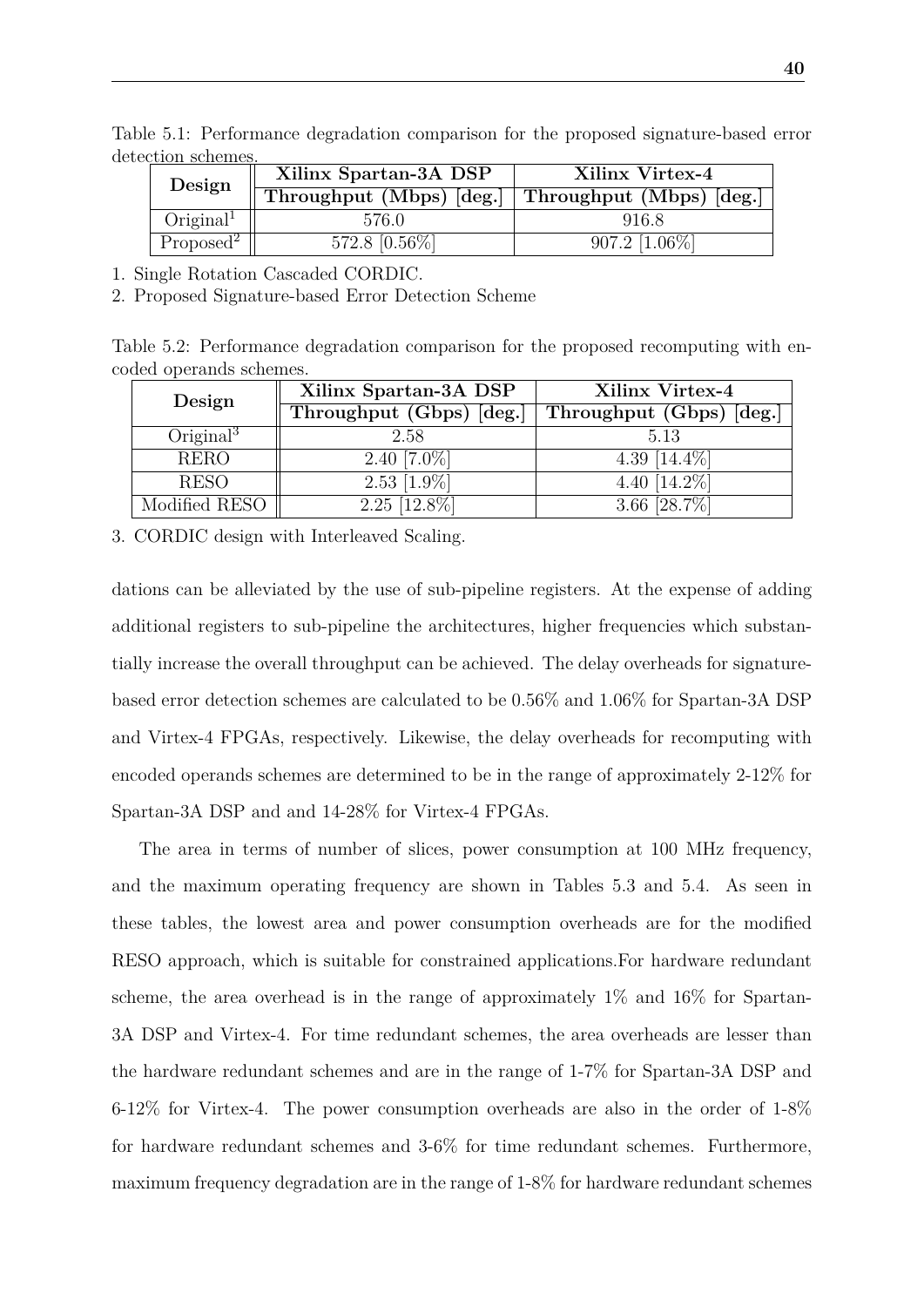Table 5.1: Performance degradation comparison for the proposed signature-based error detection schemes.

| Design | Xilinx Spartan-3A DSP | Xilinx Virtex-4 |
|---|---|---|
| | **Throughput (Mbps) [deg.]** | **Throughput (Mbps) [deg.]** |
| Original[1] | 576.0 | 916.8 |
| Proposed[2] | 572.8 [0.56%] | 907.2 [1.06%] |

1. Single Rotation Cascaded CORDIC.
2. Proposed Signature-based Error Detection Scheme

Table 5.2: Performance degradation comparison for the proposed recomputing with encoded operands schemes.

| Design | Xilinx Spartan-3A DSP | Xilinx Virtex-4 |
|---|---|---|
| | **Throughput (Gbps) [deg.]** | **Throughput (Gbps) [deg.]** |
| Original[3] | 2.58 | 5.13 |
| RERO | 2.40 [7.0%] | 4.39 [14.4%] |
| RESO | 2.53 [1.9%] | 4.40 [14.2%] |
| Modified RESO | 2.25 [12.8%] | 3.66 [28.7%] |

3. CORDIC design with Interleaved Scaling.

dations can be alleviated by the use of sub-pipeline registers. At the expense of adding additional registers to sub-pipeline the architectures, higher frequencies which substantially increase the overall throughput can be achieved. The delay overheads for signature-based error detection schemes are calculated to be 0.56% and 1.06% for Spartan-3A DSP and Virtex-4 FPGAs, respectively. Likewise, the delay overheads for recomputing with encoded operands schemes are determined to be in the range of approximately 2-12% for Spartan-3A DSP and and 14-28% for Virtex-4 FPGAs.

The area in terms of number of slices, power consumption at 100 MHz frequency, and the maximum operating frequency are shown in Tables 5.3 and 5.4. As seen in these tables, the lowest area and power consumption overheads are for the modified RESO approach, which is suitable for constrained applications.For hardware redundant scheme, the area overhead is in the range of approximately 1% and 16% for Spartan-3A DSP and Virtex-4. For time redundant schemes, the area overheads are lesser than the hardware redundant schemes and are in the range of 1-7% for Spartan-3A DSP and 6-12% for Virtex-4. The power consumption overheads are also in the order of 1-8% for hardware redundant schemes and 3-6% for time redundant schemes. Furthermore, maximum frequency degradation are in the range of 1-8% for hardware redundant schemes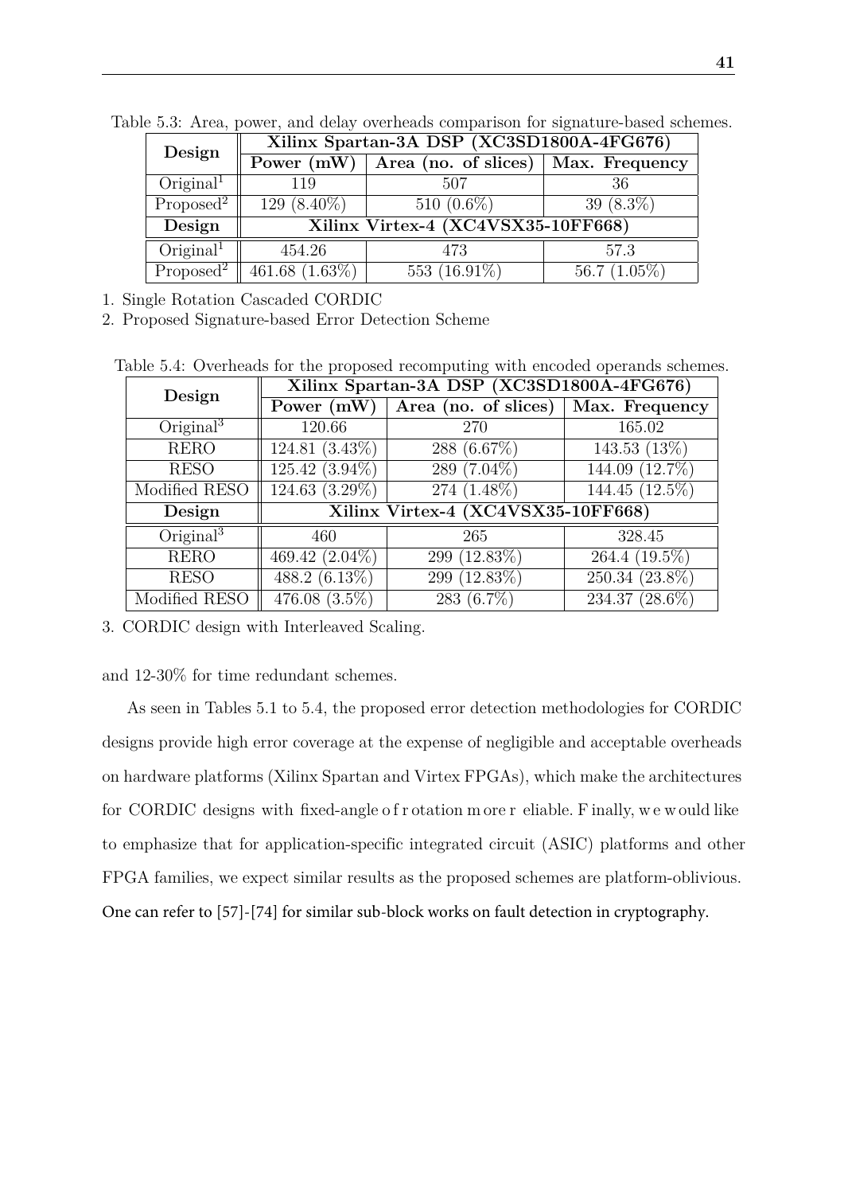Table 5.3: Area, power, and delay overheads comparison for signature-based schemes.

| Design | Xilinx Spartan-3A DSP (XC3SD1800A-4FG676) | | |
|---|---|---|---|
| | **Power (mW)** | **Area (no. of slices)** | **Max. Frequency** |
| Original[1] | 119 | 507 | 36 |
| Proposed[2] | 129 (8.40%) | 510 (0.6%) | 39 (8.3%) |
| **Design** | **Xilinx Virtex-4 (XC4VSX35-10FF668)** | | |
| Original[1] | 454.26 | 473 | 57.3 |
| Proposed[2] | 461.68 (1.63%) | 553 (16.91%) | 56.7 (1.05%) |

1. Single Rotation Cascaded CORDIC
2. Proposed Signature-based Error Detection Scheme

Table 5.4: Overheads for the proposed recomputing with encoded operands schemes.

| Design | Xilinx Spartan-3A DSP (XC3SD1800A-4FG676) | | |
|---|---|---|---|
| | **Power (mW)** | **Area (no. of slices)** | **Max. Frequency** |
| Original[3] | 120.66 | 270 | 165.02 |
| RERO | 124.81 (3.43%) | 288 (6.67%) | 143.53 (13%) |
| RESO | 125.42 (3.94%) | 289 (7.04%) | 144.09 (12.7%) |
| Modified RESO | 124.63 (3.29%) | 274 (1.48%) | 144.45 (12.5%) |
| **Design** | **Xilinx Virtex-4 (XC4VSX35-10FF668)** | | |
| Original[3] | 460 | 265 | 328.45 |
| RERO | 469.42 (2.04%) | 299 (12.83%) | 264.4 (19.5%) |
| RESO | 488.2 (6.13%) | 299 (12.83%) | 250.34 (23.8%) |
| Modified RESO | 476.08 (3.5%) | 283 (6.7%) | 234.37 (28.6%) |

3. CORDIC design with Interleaved Scaling.

and 12-30% for time redundant schemes.

As seen in Tables 5.1 to 5.4, the proposed error detection methodologies for CORDIC designs provide high error coverage at the expense of negligible and acceptable overheads on hardware platforms (Xilinx Spartan and Virtex FPGAs), which make the architectures for CORDIC designs with fixed-angle of rotation more reliable. Finally, we would like to emphasize that for application-specific integrated circuit (ASIC) platforms and other FPGA families, we expect similar results as the proposed schemes are platform-oblivious. One can refer to [57]-[74] for similar sub-block works on fault detection in cryptography.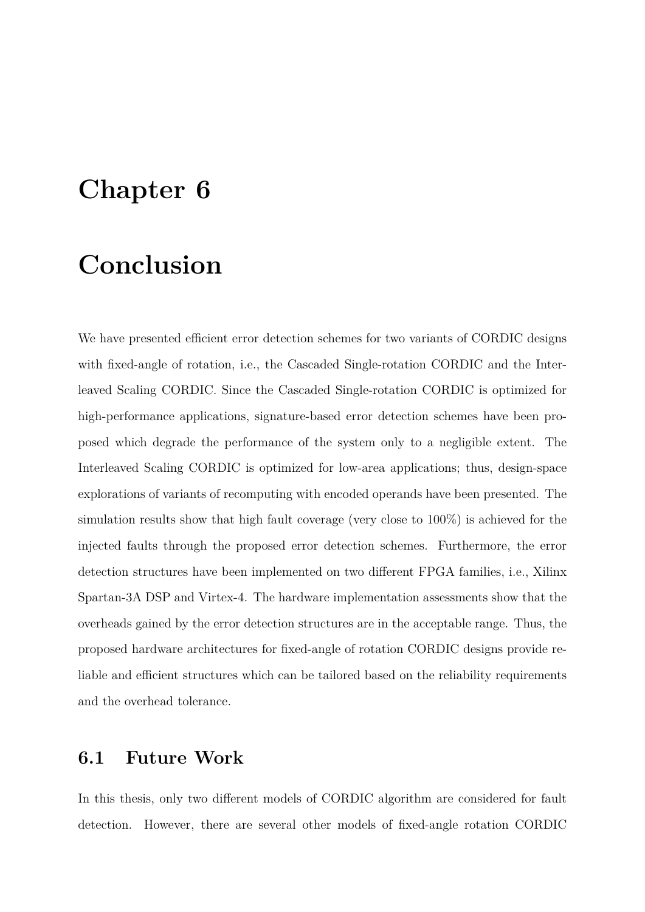# Chapter 6

# Conclusion

We have presented efficient error detection schemes for two variants of CORDIC designs with fixed-angle of rotation, i.e., the Cascaded Single-rotation CORDIC and the Interleaved Scaling CORDIC. Since the Cascaded Single-rotation CORDIC is optimized for high-performance applications, signature-based error detection schemes have been proposed which degrade the performance of the system only to a negligible extent. The Interleaved Scaling CORDIC is optimized for low-area applications; thus, design-space explorations of variants of recomputing with encoded operands have been presented. The simulation results show that high fault coverage (very close to 100%) is achieved for the injected faults through the proposed error detection schemes. Furthermore, the error detection structures have been implemented on two different FPGA families, i.e., Xilinx Spartan-3A DSP and Virtex-4. The hardware implementation assessments show that the overheads gained by the error detection structures are in the acceptable range. Thus, the proposed hardware architectures for fixed-angle of rotation CORDIC designs provide reliable and efficient structures which can be tailored based on the reliability requirements and the overhead tolerance.

## 6.1 Future Work

In this thesis, only two different models of CORDIC algorithm are considered for fault detection. However, there are several other models of fixed-angle rotation CORDIC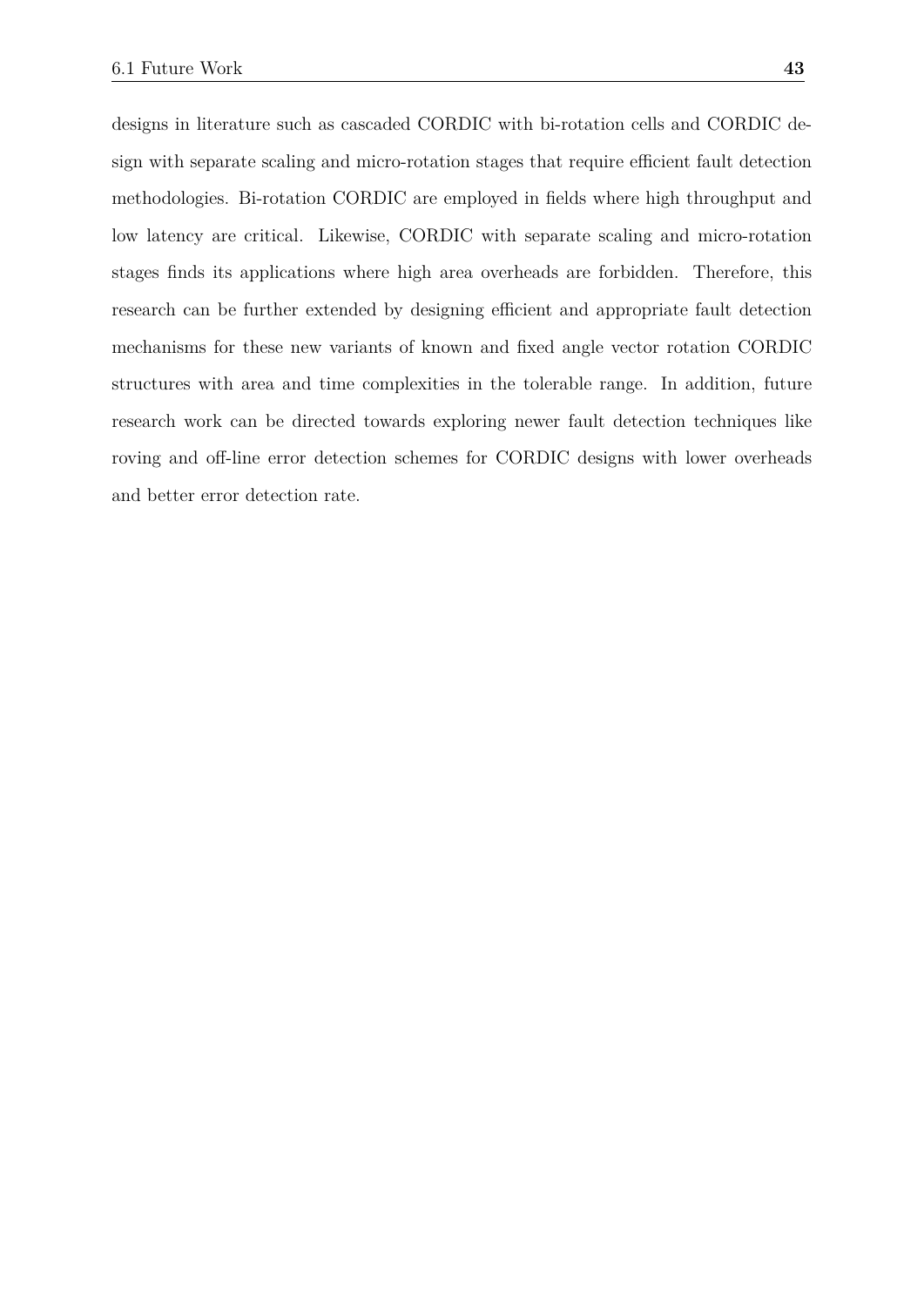designs in literature such as cascaded CORDIC with bi-rotation cells and CORDIC design with separate scaling and micro-rotation stages that require efficient fault detection methodologies. Bi-rotation CORDIC are employed in fields where high throughput and low latency are critical. Likewise, CORDIC with separate scaling and micro-rotation stages finds its applications where high area overheads are forbidden. Therefore, this research can be further extended by designing efficient and appropriate fault detection mechanisms for these new variants of known and fixed angle vector rotation CORDIC structures with area and time complexities in the tolerable range. In addition, future research work can be directed towards exploring newer fault detection techniques like roving and off-line error detection schemes for CORDIC designs with lower overheads and better error detection rate.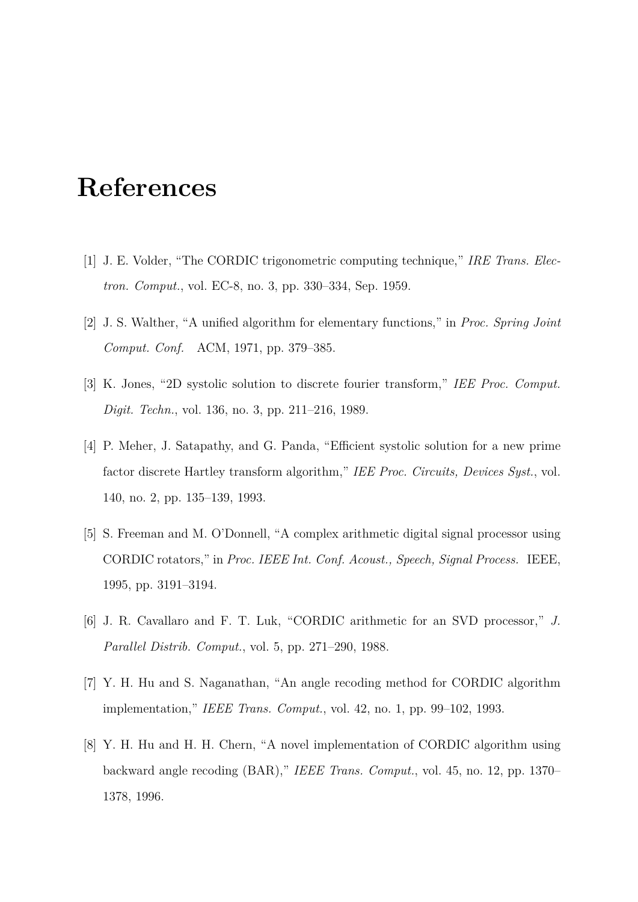# References

[1] J. E. Volder, "The CORDIC trigonometric computing technique," *IRE Trans. Electron. Comput.*, vol. EC-8, no. 3, pp. 330–334, Sep. 1959.

[2] J. S. Walther, "A unified algorithm for elementary functions," in *Proc. Spring Joint Comput. Conf.* ACM, 1971, pp. 379–385.

[3] K. Jones, "2D systolic solution to discrete fourier transform," *IEE Proc. Comput. Digit. Techn.*, vol. 136, no. 3, pp. 211–216, 1989.

[4] P. Meher, J. Satapathy, and G. Panda, "Efficient systolic solution for a new prime factor discrete Hartley transform algorithm," *IEE Proc. Circuits, Devices Syst.*, vol. 140, no. 2, pp. 135–139, 1993.

[5] S. Freeman and M. O'Donnell, "A complex arithmetic digital signal processor using CORDIC rotators," in *Proc. IEEE Int. Conf. Acoust., Speech, Signal Process.* IEEE, 1995, pp. 3191–3194.

[6] J. R. Cavallaro and F. T. Luk, "CORDIC arithmetic for an SVD processor," *J. Parallel Distrib. Comput.*, vol. 5, pp. 271–290, 1988.

[7] Y. H. Hu and S. Naganathan, "An angle recoding method for CORDIC algorithm implementation," *IEEE Trans. Comput.*, vol. 42, no. 1, pp. 99–102, 1993.

[8] Y. H. Hu and H. H. Chern, "A novel implementation of CORDIC algorithm using backward angle recoding (BAR)," *IEEE Trans. Comput.*, vol. 45, no. 12, pp. 1370–1378, 1996.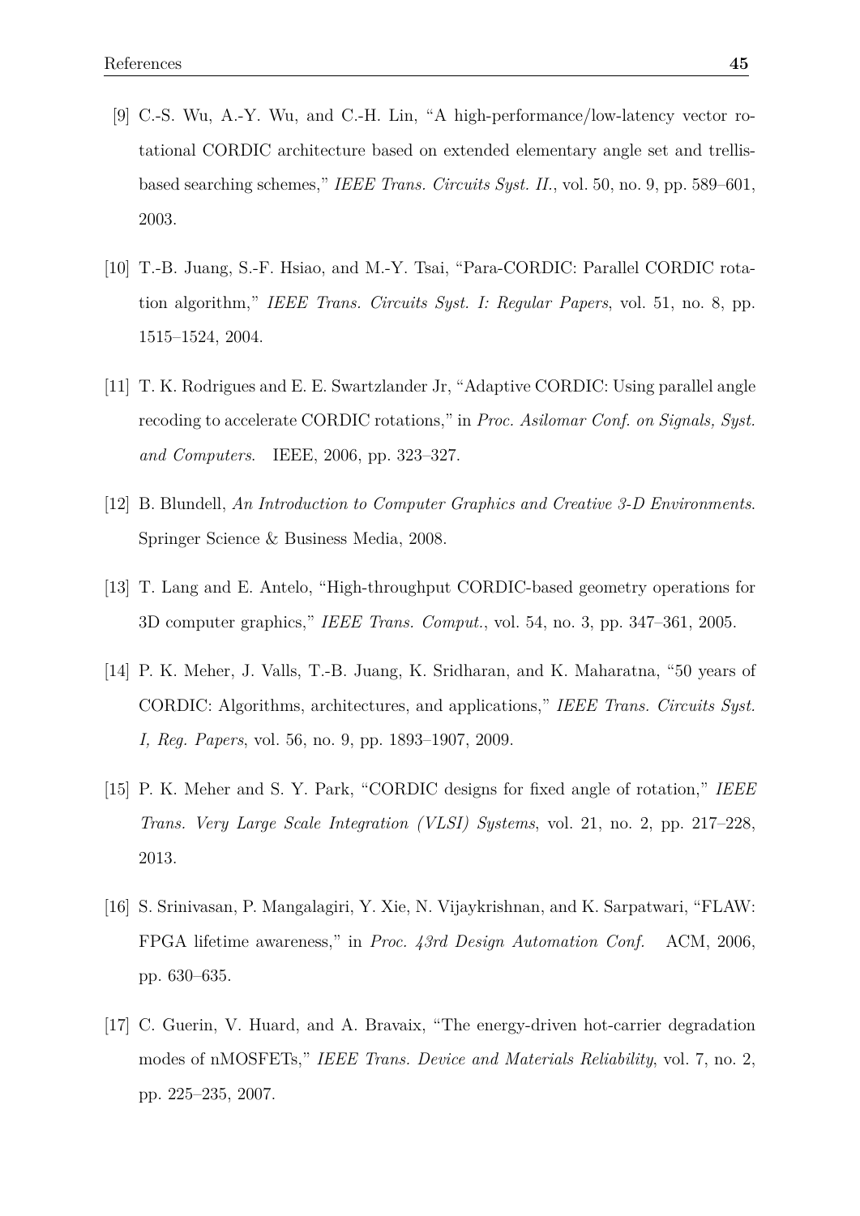[9] C.-S. Wu, A.-Y. Wu, and C.-H. Lin, "A high-performance/low-latency vector rotational CORDIC architecture based on extended elementary angle set and trellis-based searching schemes," *IEEE Trans. Circuits Syst. II.*, vol. 50, no. 9, pp. 589–601, 2003.

[10] T.-B. Juang, S.-F. Hsiao, and M.-Y. Tsai, "Para-CORDIC: Parallel CORDIC rotation algorithm," *IEEE Trans. Circuits Syst. I: Regular Papers*, vol. 51, no. 8, pp. 1515–1524, 2004.

[11] T. K. Rodrigues and E. E. Swartzlander Jr, "Adaptive CORDIC: Using parallel angle recoding to accelerate CORDIC rotations," in *Proc. Asilomar Conf. on Signals, Syst. and Computers*. IEEE, 2006, pp. 323–327.

[12] B. Blundell, *An Introduction to Computer Graphics and Creative 3-D Environments*. Springer Science & Business Media, 2008.

[13] T. Lang and E. Antelo, "High-throughput CORDIC-based geometry operations for 3D computer graphics," *IEEE Trans. Comput.*, vol. 54, no. 3, pp. 347–361, 2005.

[14] P. K. Meher, J. Valls, T.-B. Juang, K. Sridharan, and K. Maharatna, "50 years of CORDIC: Algorithms, architectures, and applications," *IEEE Trans. Circuits Syst. I, Reg. Papers*, vol. 56, no. 9, pp. 1893–1907, 2009.

[15] P. K. Meher and S. Y. Park, "CORDIC designs for fixed angle of rotation," *IEEE Trans. Very Large Scale Integration (VLSI) Systems*, vol. 21, no. 2, pp. 217–228, 2013.

[16] S. Srinivasan, P. Mangalagiri, Y. Xie, N. Vijaykrishnan, and K. Sarpatwari, "FLAW: FPGA lifetime awareness," in *Proc. 43rd Design Automation Conf.* ACM, 2006, pp. 630–635.

[17] C. Guerin, V. Huard, and A. Bravaix, "The energy-driven hot-carrier degradation modes of nMOSFETs," *IEEE Trans. Device and Materials Reliability*, vol. 7, no. 2, pp. 225–235, 2007.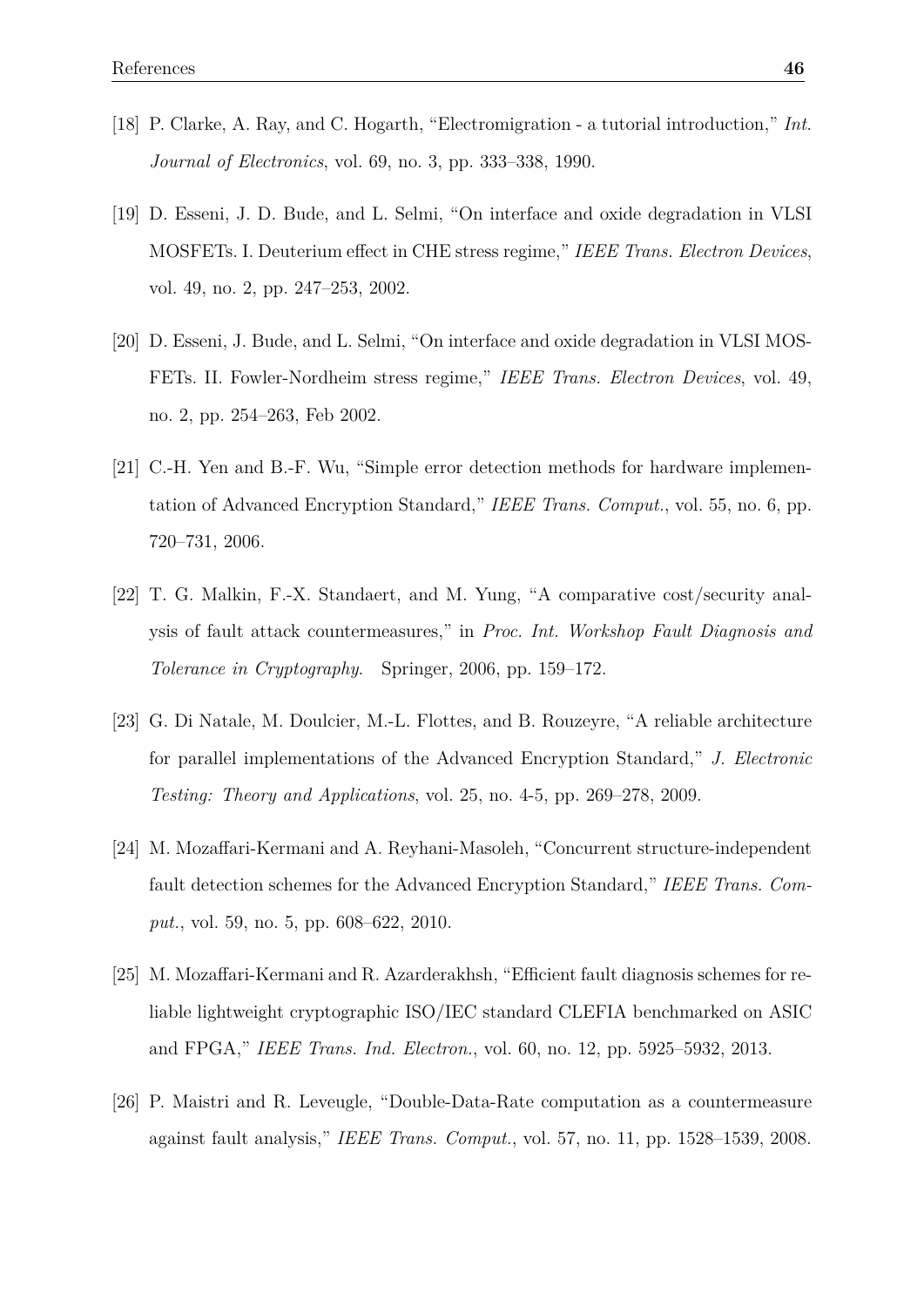[18] P. Clarke, A. Ray, and C. Hogarth, "Electromigration - a tutorial introduction," *Int. Journal of Electronics*, vol. 69, no. 3, pp. 333–338, 1990.

[19] D. Esseni, J. D. Bude, and L. Selmi, "On interface and oxide degradation in VLSI MOSFETs. I. Deuterium effect in CHE stress regime," *IEEE Trans. Electron Devices*, vol. 49, no. 2, pp. 247–253, 2002.

[20] D. Esseni, J. Bude, and L. Selmi, "On interface and oxide degradation in VLSI MOSFETs. II. Fowler-Nordheim stress regime," *IEEE Trans. Electron Devices*, vol. 49, no. 2, pp. 254–263, Feb 2002.

[21] C.-H. Yen and B.-F. Wu, "Simple error detection methods for hardware implementation of Advanced Encryption Standard," *IEEE Trans. Comput.*, vol. 55, no. 6, pp. 720–731, 2006.

[22] T. G. Malkin, F.-X. Standaert, and M. Yung, "A comparative cost/security analysis of fault attack countermeasures," in *Proc. Int. Workshop Fault Diagnosis and Tolerance in Cryptography.* Springer, 2006, pp. 159–172.

[23] G. Di Natale, M. Doulcier, M.-L. Flottes, and B. Rouzeyre, "A reliable architecture for parallel implementations of the Advanced Encryption Standard," *J. Electronic Testing: Theory and Applications*, vol. 25, no. 4-5, pp. 269–278, 2009.

[24] M. Mozaffari-Kermani and A. Reyhani-Masoleh, "Concurrent structure-independent fault detection schemes for the Advanced Encryption Standard," *IEEE Trans. Comput.*, vol. 59, no. 5, pp. 608–622, 2010.

[25] M. Mozaffari-Kermani and R. Azarderakhsh, "Efficient fault diagnosis schemes for reliable lightweight cryptographic ISO/IEC standard CLEFIA benchmarked on ASIC and FPGA," *IEEE Trans. Ind. Electron.*, vol. 60, no. 12, pp. 5925–5932, 2013.

[26] P. Maistri and R. Leveugle, "Double-Data-Rate computation as a countermeasure against fault analysis," *IEEE Trans. Comput.*, vol. 57, no. 11, pp. 1528–1539, 2008.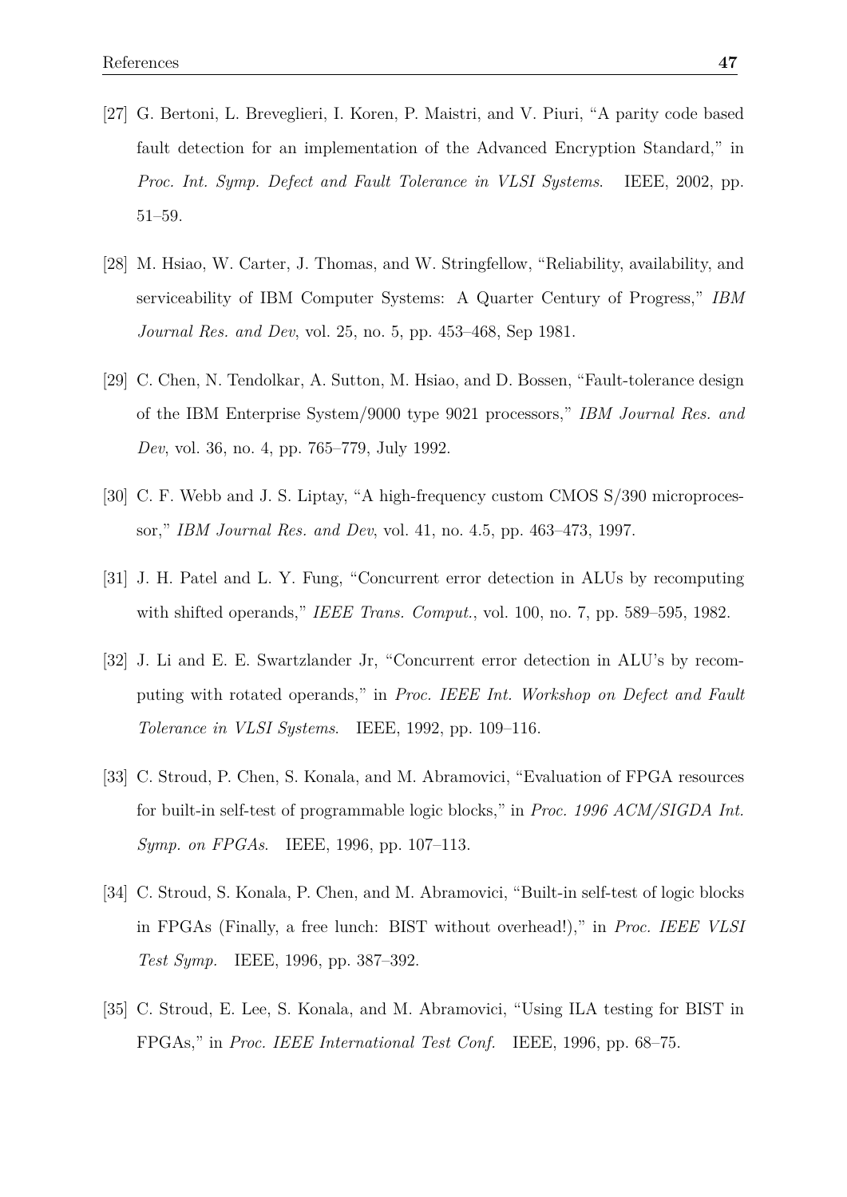[27] G. Bertoni, L. Breveglieri, I. Koren, P. Maistri, and V. Piuri, "A parity code based fault detection for an implementation of the Advanced Encryption Standard," in *Proc. Int. Symp. Defect and Fault Tolerance in VLSI Systems*. IEEE, 2002, pp. 51–59.

[28] M. Hsiao, W. Carter, J. Thomas, and W. Stringfellow, "Reliability, availability, and serviceability of IBM Computer Systems: A Quarter Century of Progress," *IBM Journal Res. and Dev*, vol. 25, no. 5, pp. 453–468, Sep 1981.

[29] C. Chen, N. Tendolkar, A. Sutton, M. Hsiao, and D. Bossen, "Fault-tolerance design of the IBM Enterprise System/9000 type 9021 processors," *IBM Journal Res. and Dev*, vol. 36, no. 4, pp. 765–779, July 1992.

[30] C. F. Webb and J. S. Liptay, "A high-frequency custom CMOS S/390 microprocessor," *IBM Journal Res. and Dev*, vol. 41, no. 4.5, pp. 463–473, 1997.

[31] J. H. Patel and L. Y. Fung, "Concurrent error detection in ALUs by recomputing with shifted operands," *IEEE Trans. Comput.*, vol. 100, no. 7, pp. 589–595, 1982.

[32] J. Li and E. E. Swartzlander Jr, "Concurrent error detection in ALU's by recomputing with rotated operands," in *Proc. IEEE Int. Workshop on Defect and Fault Tolerance in VLSI Systems*. IEEE, 1992, pp. 109–116.

[33] C. Stroud, P. Chen, S. Konala, and M. Abramovici, "Evaluation of FPGA resources for built-in self-test of programmable logic blocks," in *Proc. 1996 ACM/SIGDA Int. Symp. on FPGAs*. IEEE, 1996, pp. 107–113.

[34] C. Stroud, S. Konala, P. Chen, and M. Abramovici, "Built-in self-test of logic blocks in FPGAs (Finally, a free lunch: BIST without overhead!)," in *Proc. IEEE VLSI Test Symp.* IEEE, 1996, pp. 387–392.

[35] C. Stroud, E. Lee, S. Konala, and M. Abramovici, "Using ILA testing for BIST in FPGAs," in *Proc. IEEE International Test Conf.* IEEE, 1996, pp. 68–75.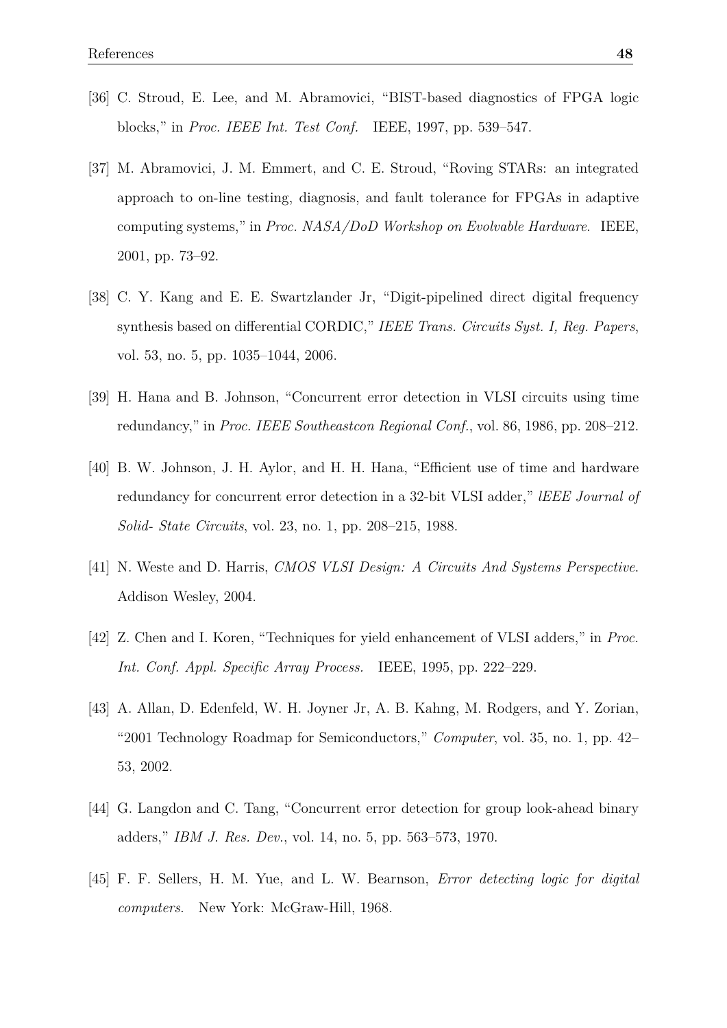[36] C. Stroud, E. Lee, and M. Abramovici, "BIST-based diagnostics of FPGA logic blocks," in *Proc. IEEE Int. Test Conf.* IEEE, 1997, pp. 539–547.

[37] M. Abramovici, J. M. Emmert, and C. E. Stroud, "Roving STARs: an integrated approach to on-line testing, diagnosis, and fault tolerance for FPGAs in adaptive computing systems," in *Proc. NASA/DoD Workshop on Evolvable Hardware.* IEEE, 2001, pp. 73–92.

[38] C. Y. Kang and E. E. Swartzlander Jr, "Digit-pipelined direct digital frequency synthesis based on differential CORDIC," *IEEE Trans. Circuits Syst. I, Reg. Papers*, vol. 53, no. 5, pp. 1035–1044, 2006.

[39] H. Hana and B. Johnson, "Concurrent error detection in VLSI circuits using time redundancy," in *Proc. IEEE Southeastcon Regional Conf.*, vol. 86, 1986, pp. 208–212.

[40] B. W. Johnson, J. H. Aylor, and H. H. Hana, "Efficient use of time and hardware redundancy for concurrent error detection in a 32-bit VLSI adder," *lEEE Journal of Solid- State Circuits*, vol. 23, no. 1, pp. 208–215, 1988.

[41] N. Weste and D. Harris, *CMOS VLSI Design: A Circuits And Systems Perspective.* Addison Wesley, 2004.

[42] Z. Chen and I. Koren, "Techniques for yield enhancement of VLSI adders," in *Proc. Int. Conf. Appl. Specific Array Process.* IEEE, 1995, pp. 222–229.

[43] A. Allan, D. Edenfeld, W. H. Joyner Jr, A. B. Kahng, M. Rodgers, and Y. Zorian, "2001 Technology Roadmap for Semiconductors," *Computer*, vol. 35, no. 1, pp. 42–53, 2002.

[44] G. Langdon and C. Tang, "Concurrent error detection for group look-ahead binary adders," *IBM J. Res. Dev.*, vol. 14, no. 5, pp. 563–573, 1970.

[45] F. F. Sellers, H. M. Yue, and L. W. Bearnson, *Error detecting logic for digital computers.* New York: McGraw-Hill, 1968.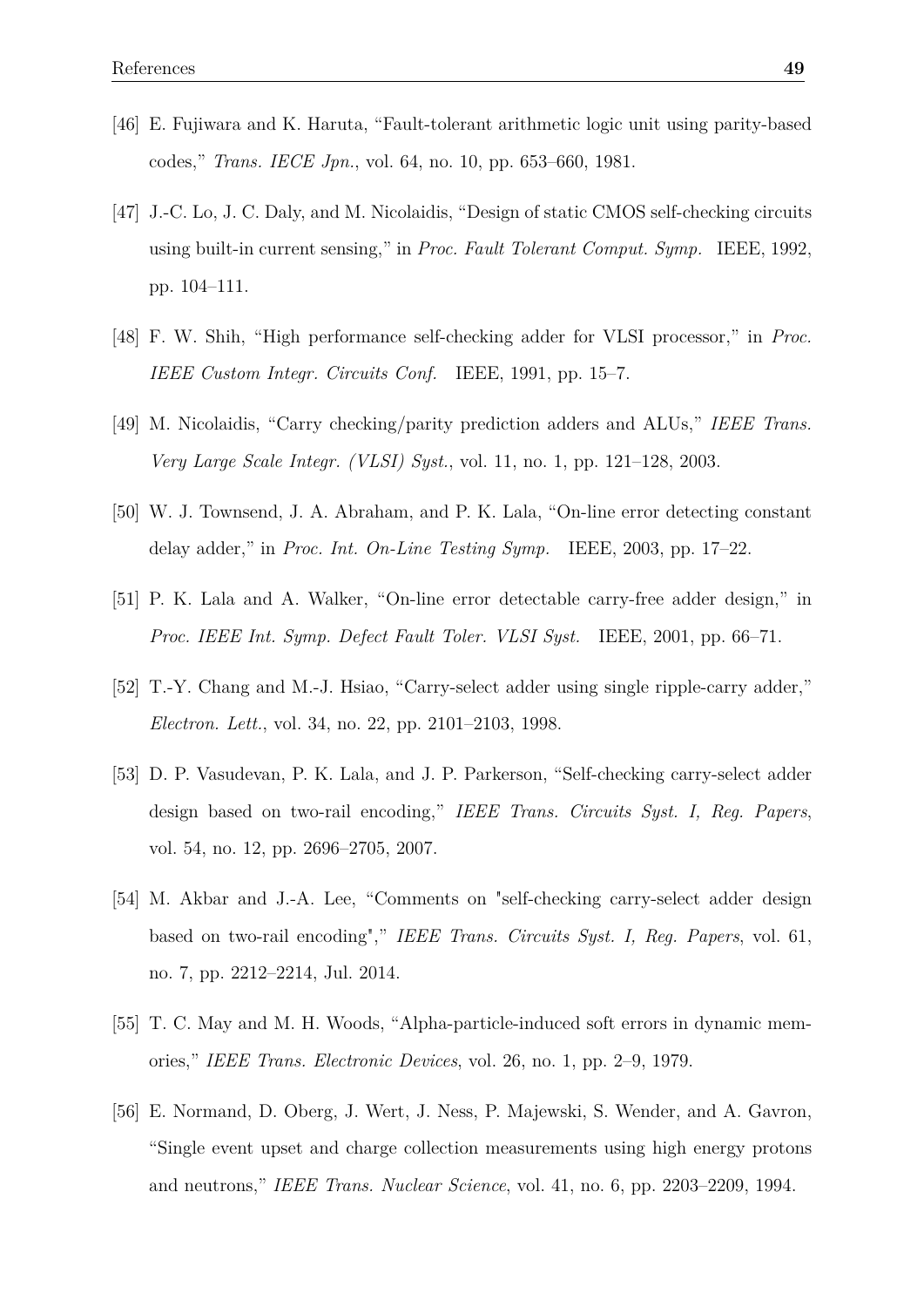[46] E. Fujiwara and K. Haruta, "Fault-tolerant arithmetic logic unit using parity-based codes," *Trans. IECE Jpn.*, vol. 64, no. 10, pp. 653–660, 1981.

[47] J.-C. Lo, J. C. Daly, and M. Nicolaidis, "Design of static CMOS self-checking circuits using built-in current sensing," in *Proc. Fault Tolerant Comput. Symp.* IEEE, 1992, pp. 104–111.

[48] F. W. Shih, "High performance self-checking adder for VLSI processor," in *Proc. IEEE Custom Integr. Circuits Conf.* IEEE, 1991, pp. 15–7.

[49] M. Nicolaidis, "Carry checking/parity prediction adders and ALUs," *IEEE Trans. Very Large Scale Integr. (VLSI) Syst.*, vol. 11, no. 1, pp. 121–128, 2003.

[50] W. J. Townsend, J. A. Abraham, and P. K. Lala, "On-line error detecting constant delay adder," in *Proc. Int. On-Line Testing Symp.* IEEE, 2003, pp. 17–22.

[51] P. K. Lala and A. Walker, "On-line error detectable carry-free adder design," in *Proc. IEEE Int. Symp. Defect Fault Toler. VLSI Syst.* IEEE, 2001, pp. 66–71.

[52] T.-Y. Chang and M.-J. Hsiao, "Carry-select adder using single ripple-carry adder," *Electron. Lett.*, vol. 34, no. 22, pp. 2101–2103, 1998.

[53] D. P. Vasudevan, P. K. Lala, and J. P. Parkerson, "Self-checking carry-select adder design based on two-rail encoding," *IEEE Trans. Circuits Syst. I, Reg. Papers*, vol. 54, no. 12, pp. 2696–2705, 2007.

[54] M. Akbar and J.-A. Lee, "Comments on "self-checking carry-select adder design based on two-rail encoding"," *IEEE Trans. Circuits Syst. I, Reg. Papers*, vol. 61, no. 7, pp. 2212–2214, Jul. 2014.

[55] T. C. May and M. H. Woods, "Alpha-particle-induced soft errors in dynamic memories," *IEEE Trans. Electronic Devices*, vol. 26, no. 1, pp. 2–9, 1979.

[56] E. Normand, D. Oberg, J. Wert, J. Ness, P. Majewski, S. Wender, and A. Gavron, "Single event upset and charge collection measurements using high energy protons and neutrons," *IEEE Trans. Nuclear Science*, vol. 41, no. 6, pp. 2203–2209, 1994.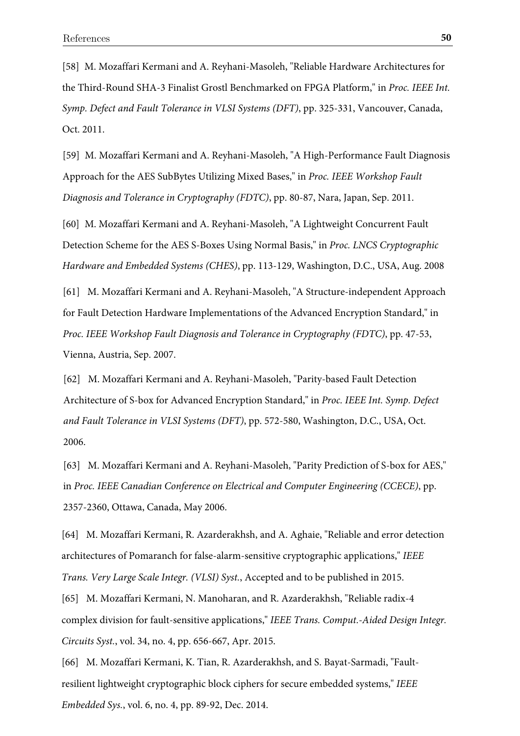[58] M. Mozaffari Kermani and A. Reyhani-Masoleh, "Reliable Hardware Architectures for the Third-Round SHA-3 Finalist Grostl Benchmarked on FPGA Platform," in *Proc. IEEE Int. Symp. Defect and Fault Tolerance in VLSI Systems (DFT)*, pp. 325-331, Vancouver, Canada, Oct. 2011.

[59] M. Mozaffari Kermani and A. Reyhani-Masoleh, "A High-Performance Fault Diagnosis Approach for the AES SubBytes Utilizing Mixed Bases," in *Proc. IEEE Workshop Fault Diagnosis and Tolerance in Cryptography (FDTC)*, pp. 80-87, Nara, Japan, Sep. 2011.

[60] M. Mozaffari Kermani and A. Reyhani-Masoleh, "A Lightweight Concurrent Fault Detection Scheme for the AES S-Boxes Using Normal Basis," in *Proc. LNCS Cryptographic Hardware and Embedded Systems (CHES)*, pp. 113-129, Washington, D.C., USA, Aug. 2008

[61] M. Mozaffari Kermani and A. Reyhani-Masoleh, "A Structure-independent Approach for Fault Detection Hardware Implementations of the Advanced Encryption Standard," in *Proc. IEEE Workshop Fault Diagnosis and Tolerance in Cryptography (FDTC)*, pp. 47-53, Vienna, Austria, Sep. 2007.

[62] M. Mozaffari Kermani and A. Reyhani-Masoleh, "Parity-based Fault Detection Architecture of S-box for Advanced Encryption Standard," in *Proc. IEEE Int. Symp. Defect and Fault Tolerance in VLSI Systems (DFT)*, pp. 572-580, Washington, D.C., USA, Oct. 2006.

[63] M. Mozaffari Kermani and A. Reyhani-Masoleh, "Parity Prediction of S-box for AES," in *Proc. IEEE Canadian Conference on Electrical and Computer Engineering (CCECE)*, pp. 2357-2360, Ottawa, Canada, May 2006.

[64] M. Mozaffari Kermani, R. Azarderakhsh, and A. Aghaie, "Reliable and error detection architectures of Pomaranch for false-alarm-sensitive cryptographic applications," *IEEE Trans. Very Large Scale Integr. (VLSI) Syst.*, Accepted and to be published in 2015.

[65] M. Mozaffari Kermani, N. Manoharan, and R. Azarderakhsh, "Reliable radix-4 complex division for fault-sensitive applications," *IEEE Trans. Comput.-Aided Design Integr. Circuits Syst.*, vol. 34, no. 4, pp. 656-667, Apr. 2015.

[66] M. Mozaffari Kermani, K. Tian, R. Azarderakhsh, and S. Bayat-Sarmadi, "Fault-resilient lightweight cryptographic block ciphers for secure embedded systems," *IEEE Embedded Sys.*, vol. 6, no. 4, pp. 89-92, Dec. 2014.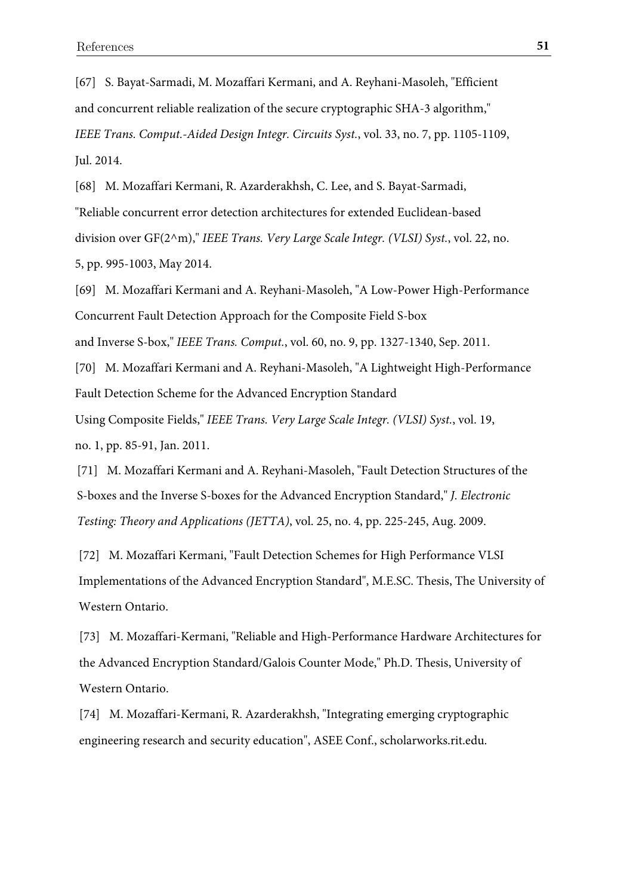[67] S. Bayat-Sarmadi, M. Mozaffari Kermani, and A. Reyhani-Masoleh, "Efficient and concurrent reliable realization of the secure cryptographic SHA-3 algorithm," *IEEE Trans. Comput.-Aided Design Integr. Circuits Syst.*, vol. 33, no. 7, pp. 1105-1109, Jul. 2014.

[68] M. Mozaffari Kermani, R. Azarderakhsh, C. Lee, and S. Bayat-Sarmadi, "Reliable concurrent error detection architectures for extended Euclidean-based division over GF(2^m)," *IEEE Trans. Very Large Scale Integr. (VLSI) Syst.*, vol. 22, no. 5, pp. 995-1003, May 2014.

[69] M. Mozaffari Kermani and A. Reyhani-Masoleh, "A Low-Power High-Performance Concurrent Fault Detection Approach for the Composite Field S-box and Inverse S-box," *IEEE Trans. Comput.*, vol. 60, no. 9, pp. 1327-1340, Sep. 2011.

[70] M. Mozaffari Kermani and A. Reyhani-Masoleh, "A Lightweight High-Performance Fault Detection Scheme for the Advanced Encryption Standard Using Composite Fields," *IEEE Trans. Very Large Scale Integr. (VLSI) Syst.*, vol. 19, no. 1, pp. 85-91, Jan. 2011.

[71] M. Mozaffari Kermani and A. Reyhani-Masoleh, "Fault Detection Structures of the S-boxes and the Inverse S-boxes for the Advanced Encryption Standard," *J. Electronic Testing: Theory and Applications (JETTA)*, vol. 25, no. 4, pp. 225-245, Aug. 2009.

[72] M. Mozaffari Kermani, "Fault Detection Schemes for High Performance VLSI Implementations of the Advanced Encryption Standard", M.E.SC. Thesis, The University of Western Ontario.

[73] M. Mozaffari-Kermani, "Reliable and High-Performance Hardware Architectures for the Advanced Encryption Standard/Galois Counter Mode," Ph.D. Thesis, University of Western Ontario.

[74] M. Mozaffari-Kermani, R. Azarderakhsh, "Integrating emerging cryptographic engineering research and security education", ASEE Conf., scholarworks.rit.edu.